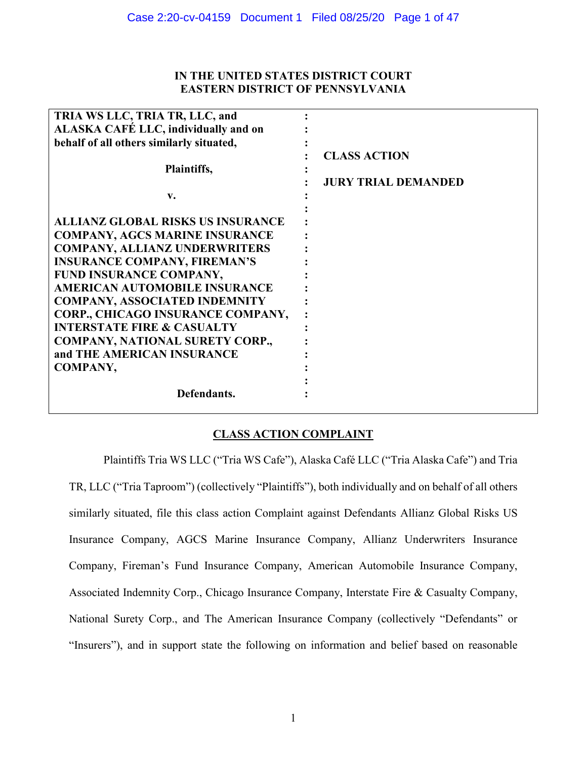**IN THE UNITED STATES DISTRICT COURT**
**EASTERN DISTRICT OF PENNSYLVANIA**

| | | |
|---|---|---|
| **TRIA WS LLC, TRIA TR, LLC, and ALASKA CAFÉ LLC, individually and on behalf of all others similarly situated,** | : | **CLASS ACTION** |
| **Plaintiffs,** | : | **JURY TRIAL DEMANDED** |
| **v.** | : | |
| **ALLIANZ GLOBAL RISKS US INSURANCE COMPANY, AGCS MARINE INSURANCE COMPANY, ALLIANZ UNDERWRITERS INSURANCE COMPANY, FIREMAN'S FUND INSURANCE COMPANY, AMERICAN AUTOMOBILE INSURANCE COMPANY, ASSOCIATED INDEMNITY CORP., CHICAGO INSURANCE COMPANY, INTERSTATE FIRE & CASUALTY COMPANY, NATIONAL SURETY CORP., and THE AMERICAN INSURANCE COMPANY,** | : | |
| **Defendants.** | : | |

## CLASS ACTION COMPLAINT

Plaintiffs Tria WS LLC ("Tria WS Cafe"), Alaska Café LLC ("Tria Alaska Cafe") and Tria TR, LLC ("Tria Taproom") (collectively "Plaintiffs"), both individually and on behalf of all others similarly situated, file this class action Complaint against Defendants Allianz Global Risks US Insurance Company, AGCS Marine Insurance Company, Allianz Underwriters Insurance Company, Fireman's Fund Insurance Company, American Automobile Insurance Company, Associated Indemnity Corp., Chicago Insurance Company, Interstate Fire & Casualty Company, National Surety Corp., and The American Insurance Company (collectively "Defendants" or "Insurers"), and in support state the following on information and belief based on reasonable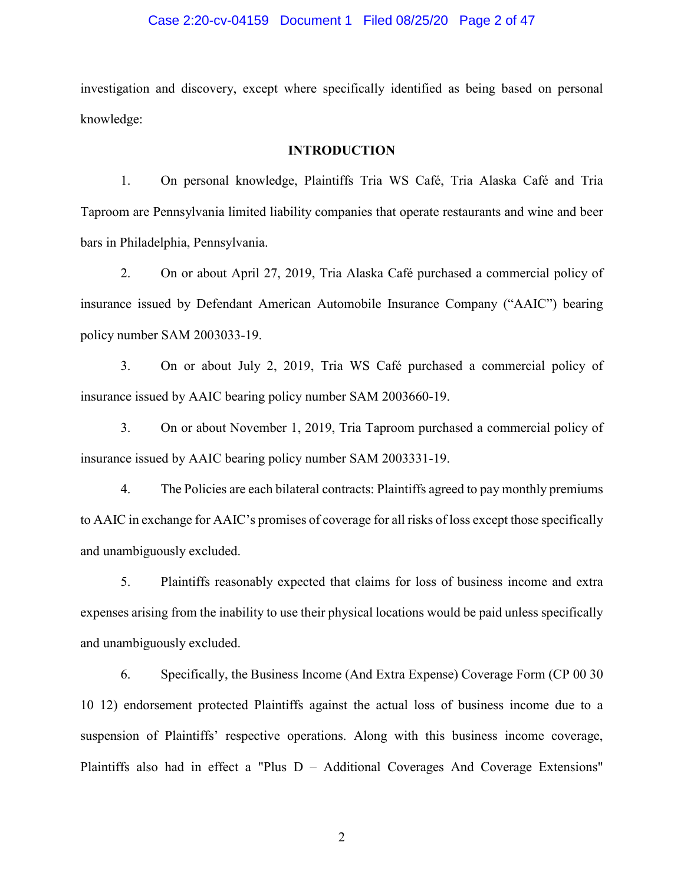investigation and discovery, except where specifically identified as being based on personal knowledge:

## INTRODUCTION

1. On personal knowledge, Plaintiffs Tria WS Café, Tria Alaska Café and Tria Taproom are Pennsylvania limited liability companies that operate restaurants and wine and beer bars in Philadelphia, Pennsylvania.

2. On or about April 27, 2019, Tria Alaska Café purchased a commercial policy of insurance issued by Defendant American Automobile Insurance Company ("AAIC") bearing policy number SAM 2003033-19.

3. On or about July 2, 2019, Tria WS Café purchased a commercial policy of insurance issued by AAIC bearing policy number SAM 2003660-19.

3. On or about November 1, 2019, Tria Taproom purchased a commercial policy of insurance issued by AAIC bearing policy number SAM 2003331-19.

4. The Policies are each bilateral contracts: Plaintiffs agreed to pay monthly premiums to AAIC in exchange for AAIC's promises of coverage for all risks of loss except those specifically and unambiguously excluded.

5. Plaintiffs reasonably expected that claims for loss of business income and extra expenses arising from the inability to use their physical locations would be paid unless specifically and unambiguously excluded.

6. Specifically, the Business Income (And Extra Expense) Coverage Form (CP 00 30 10 12) endorsement protected Plaintiffs against the actual loss of business income due to a suspension of Plaintiffs' respective operations. Along with this business income coverage, Plaintiffs also had in effect a "Plus D – Additional Coverages And Coverage Extensions"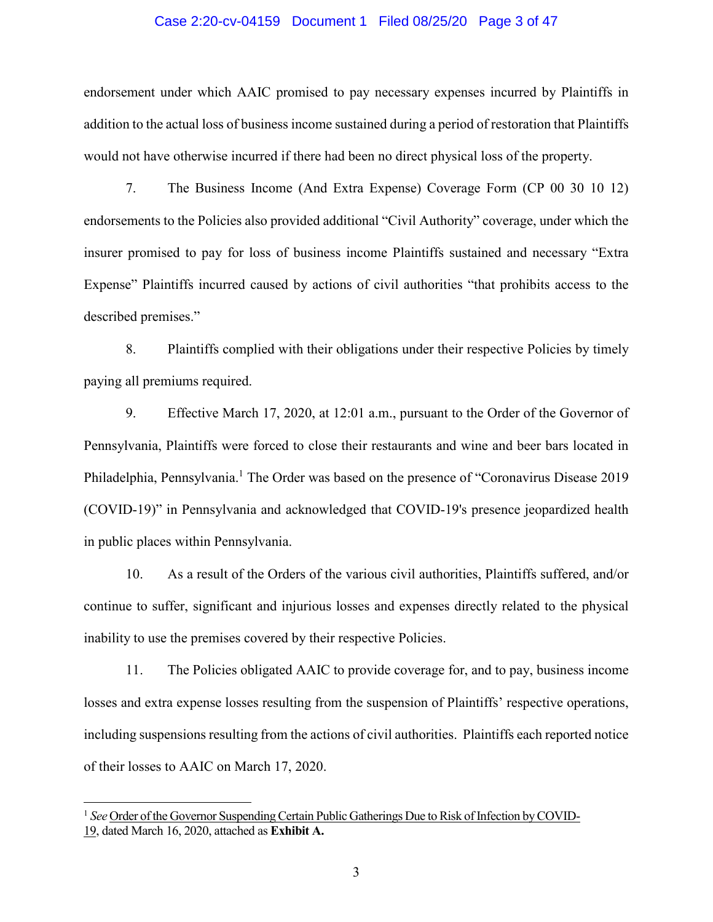endorsement under which AAIC promised to pay necessary expenses incurred by Plaintiffs in addition to the actual loss of business income sustained during a period of restoration that Plaintiffs would not have otherwise incurred if there had been no direct physical loss of the property.

7. The Business Income (And Extra Expense) Coverage Form (CP 00 30 10 12) endorsements to the Policies also provided additional "Civil Authority" coverage, under which the insurer promised to pay for loss of business income Plaintiffs sustained and necessary "Extra Expense" Plaintiffs incurred caused by actions of civil authorities "that prohibits access to the described premises."

8. Plaintiffs complied with their obligations under their respective Policies by timely paying all premiums required.

9. Effective March 17, 2020, at 12:01 a.m., pursuant to the Order of the Governor of Pennsylvania, Plaintiffs were forced to close their restaurants and wine and beer bars located in Philadelphia, Pennsylvania.[1] The Order was based on the presence of "Coronavirus Disease 2019 (COVID-19)" in Pennsylvania and acknowledged that COVID-19's presence jeopardized health in public places within Pennsylvania.

10. As a result of the Orders of the various civil authorities, Plaintiffs suffered, and/or continue to suffer, significant and injurious losses and expenses directly related to the physical inability to use the premises covered by their respective Policies.

11. The Policies obligated AAIC to provide coverage for, and to pay, business income losses and extra expense losses resulting from the suspension of Plaintiffs' respective operations, including suspensions resulting from the actions of civil authorities. Plaintiffs each reported notice of their losses to AAIC on March 17, 2020.

---

[1] *See* Order of the Governor Suspending Certain Public Gatherings Due to Risk of Infection by COVID-19, dated March 16, 2020, attached as **Exhibit A.**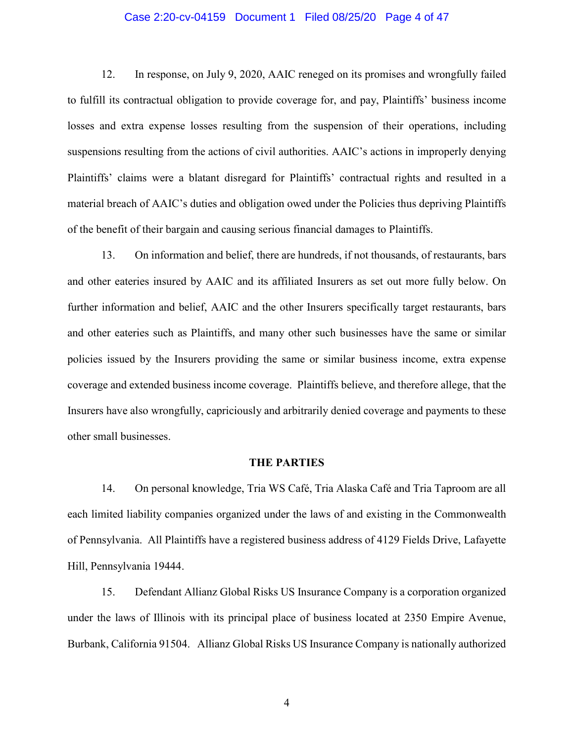12. In response, on July 9, 2020, AAIC reneged on its promises and wrongfully failed to fulfill its contractual obligation to provide coverage for, and pay, Plaintiffs' business income losses and extra expense losses resulting from the suspension of their operations, including suspensions resulting from the actions of civil authorities. AAIC's actions in improperly denying Plaintiffs' claims were a blatant disregard for Plaintiffs' contractual rights and resulted in a material breach of AAIC's duties and obligation owed under the Policies thus depriving Plaintiffs of the benefit of their bargain and causing serious financial damages to Plaintiffs.

13. On information and belief, there are hundreds, if not thousands, of restaurants, bars and other eateries insured by AAIC and its affiliated Insurers as set out more fully below. On further information and belief, AAIC and the other Insurers specifically target restaurants, bars and other eateries such as Plaintiffs, and many other such businesses have the same or similar policies issued by the Insurers providing the same or similar business income, extra expense coverage and extended business income coverage. Plaintiffs believe, and therefore allege, that the Insurers have also wrongfully, capriciously and arbitrarily denied coverage and payments to these other small businesses.

## THE PARTIES

14. On personal knowledge, Tria WS Café, Tria Alaska Café and Tria Taproom are all each limited liability companies organized under the laws of and existing in the Commonwealth of Pennsylvania. All Plaintiffs have a registered business address of 4129 Fields Drive, Lafayette Hill, Pennsylvania 19444.

15. Defendant Allianz Global Risks US Insurance Company is a corporation organized under the laws of Illinois with its principal place of business located at 2350 Empire Avenue, Burbank, California 91504. Allianz Global Risks US Insurance Company is nationally authorized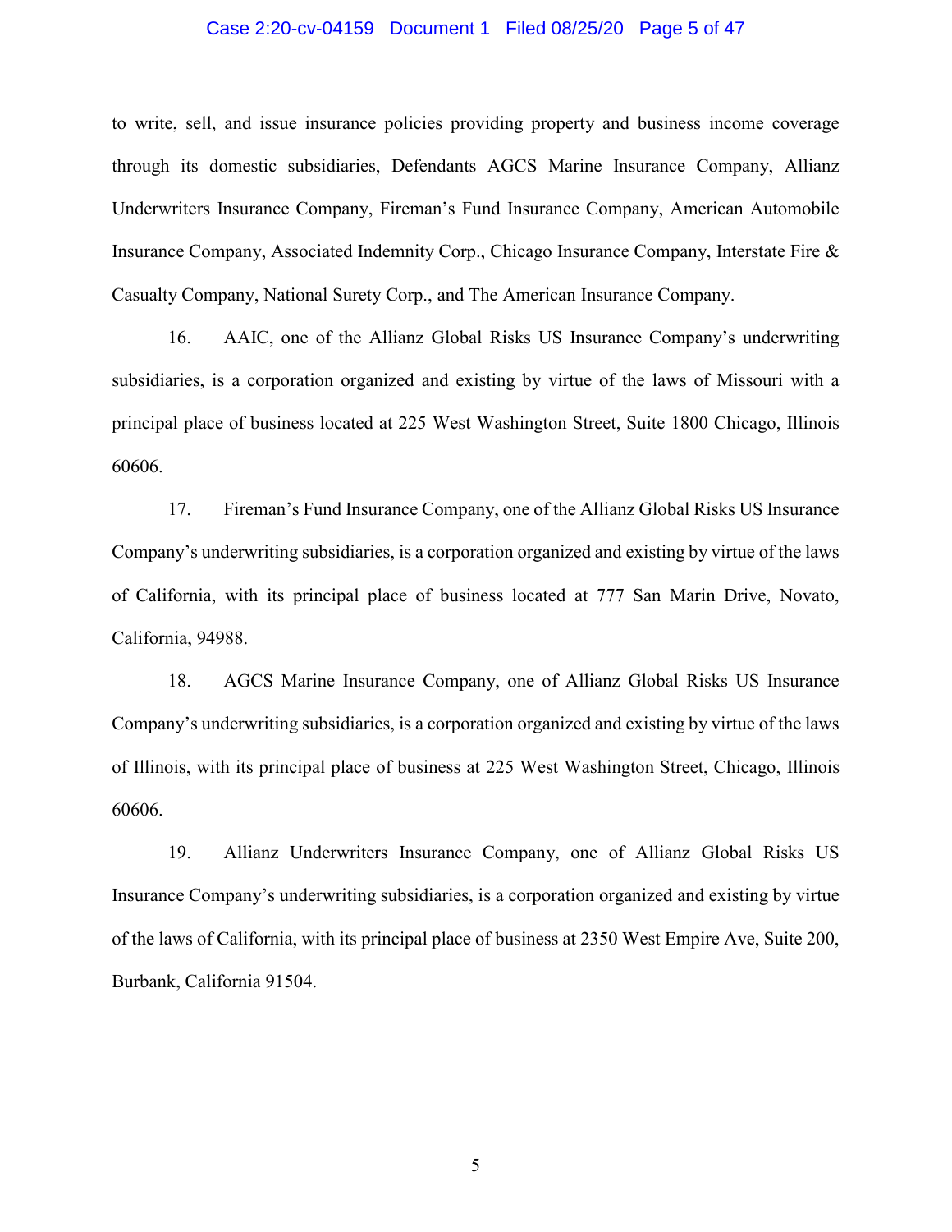to write, sell, and issue insurance policies providing property and business income coverage through its domestic subsidiaries, Defendants AGCS Marine Insurance Company, Allianz Underwriters Insurance Company, Fireman's Fund Insurance Company, American Automobile Insurance Company, Associated Indemnity Corp., Chicago Insurance Company, Interstate Fire & Casualty Company, National Surety Corp., and The American Insurance Company.

16. AAIC, one of the Allianz Global Risks US Insurance Company's underwriting subsidiaries, is a corporation organized and existing by virtue of the laws of Missouri with a principal place of business located at 225 West Washington Street, Suite 1800 Chicago, Illinois 60606.

17. Fireman's Fund Insurance Company, one of the Allianz Global Risks US Insurance Company's underwriting subsidiaries, is a corporation organized and existing by virtue of the laws of California, with its principal place of business located at 777 San Marin Drive, Novato, California, 94988.

18. AGCS Marine Insurance Company, one of Allianz Global Risks US Insurance Company's underwriting subsidiaries, is a corporation organized and existing by virtue of the laws of Illinois, with its principal place of business at 225 West Washington Street, Chicago, Illinois 60606.

19. Allianz Underwriters Insurance Company, one of Allianz Global Risks US Insurance Company's underwriting subsidiaries, is a corporation organized and existing by virtue of the laws of California, with its principal place of business at 2350 West Empire Ave, Suite 200, Burbank, California 91504.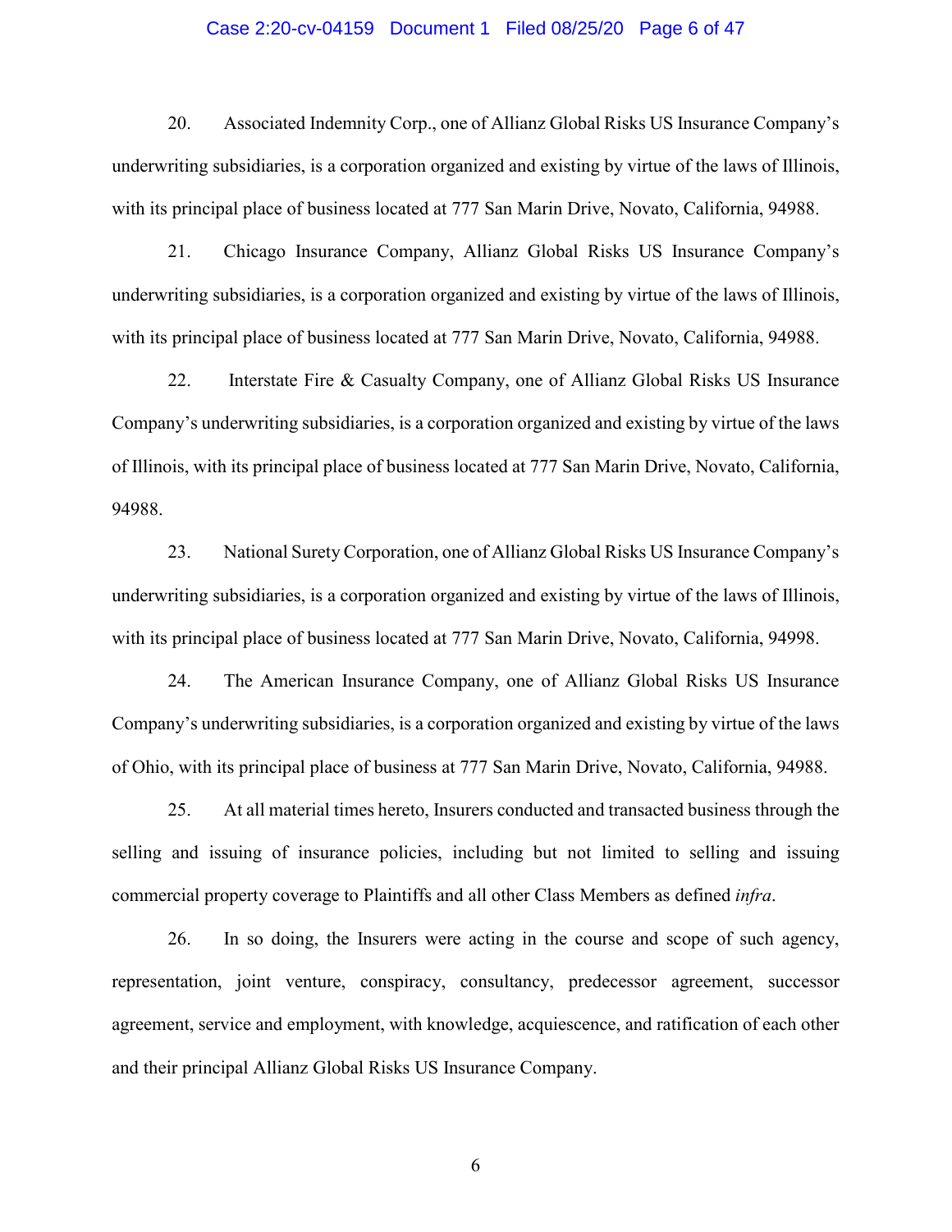20. Associated Indemnity Corp., one of Allianz Global Risks US Insurance Company's underwriting subsidiaries, is a corporation organized and existing by virtue of the laws of Illinois, with its principal place of business located at 777 San Marin Drive, Novato, California, 94988.

21. Chicago Insurance Company, Allianz Global Risks US Insurance Company's underwriting subsidiaries, is a corporation organized and existing by virtue of the laws of Illinois, with its principal place of business located at 777 San Marin Drive, Novato, California, 94988.

22. Interstate Fire & Casualty Company, one of Allianz Global Risks US Insurance Company's underwriting subsidiaries, is a corporation organized and existing by virtue of the laws of Illinois, with its principal place of business located at 777 San Marin Drive, Novato, California, 94988.

23. National Surety Corporation, one of Allianz Global Risks US Insurance Company's underwriting subsidiaries, is a corporation organized and existing by virtue of the laws of Illinois, with its principal place of business located at 777 San Marin Drive, Novato, California, 94998.

24. The American Insurance Company, one of Allianz Global Risks US Insurance Company's underwriting subsidiaries, is a corporation organized and existing by virtue of the laws of Ohio, with its principal place of business at 777 San Marin Drive, Novato, California, 94988.

25. At all material times hereto, Insurers conducted and transacted business through the selling and issuing of insurance policies, including but not limited to selling and issuing commercial property coverage to Plaintiffs and all other Class Members as defined *infra*.

26. In so doing, the Insurers were acting in the course and scope of such agency, representation, joint venture, conspiracy, consultancy, predecessor agreement, successor agreement, service and employment, with knowledge, acquiescence, and ratification of each other and their principal Allianz Global Risks US Insurance Company.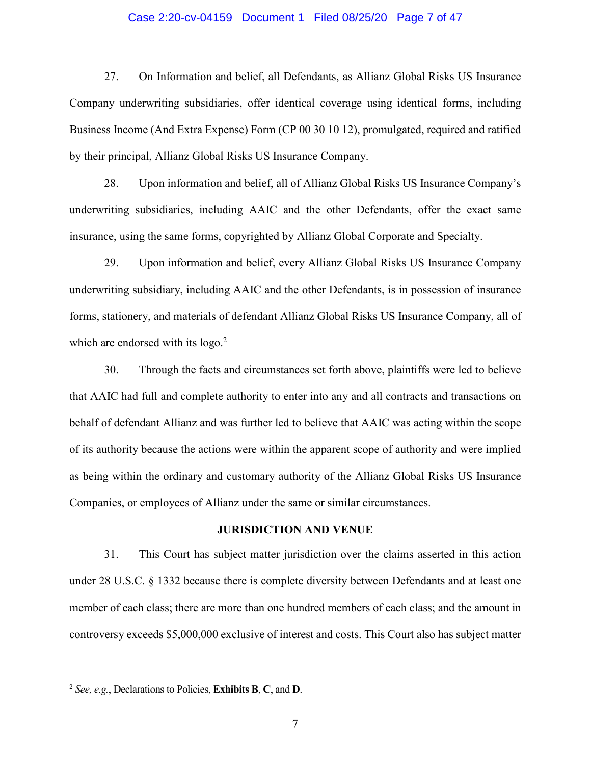27. On Information and belief, all Defendants, as Allianz Global Risks US Insurance Company underwriting subsidiaries, offer identical coverage using identical forms, including Business Income (And Extra Expense) Form (CP 00 30 10 12), promulgated, required and ratified by their principal, Allianz Global Risks US Insurance Company.

28. Upon information and belief, all of Allianz Global Risks US Insurance Company's underwriting subsidiaries, including AAIC and the other Defendants, offer the exact same insurance, using the same forms, copyrighted by Allianz Global Corporate and Specialty.

29. Upon information and belief, every Allianz Global Risks US Insurance Company underwriting subsidiary, including AAIC and the other Defendants, is in possession of insurance forms, stationery, and materials of defendant Allianz Global Risks US Insurance Company, all of which are endorsed with its logo.[2]

30. Through the facts and circumstances set forth above, plaintiffs were led to believe that AAIC had full and complete authority to enter into any and all contracts and transactions on behalf of defendant Allianz and was further led to believe that AAIC was acting within the scope of its authority because the actions were within the apparent scope of authority and were implied as being within the ordinary and customary authority of the Allianz Global Risks US Insurance Companies, or employees of Allianz under the same or similar circumstances.

## JURISDICTION AND VENUE

31. This Court has subject matter jurisdiction over the claims asserted in this action under 28 U.S.C. § 1332 because there is complete diversity between Defendants and at least one member of each class; there are more than one hundred members of each class; and the amount in controversy exceeds $5,000,000 exclusive of interest and costs. This Court also has subject matter

---

[2] *See, e.g.*, Declarations to Policies, **Exhibits B**, **C**, and **D**.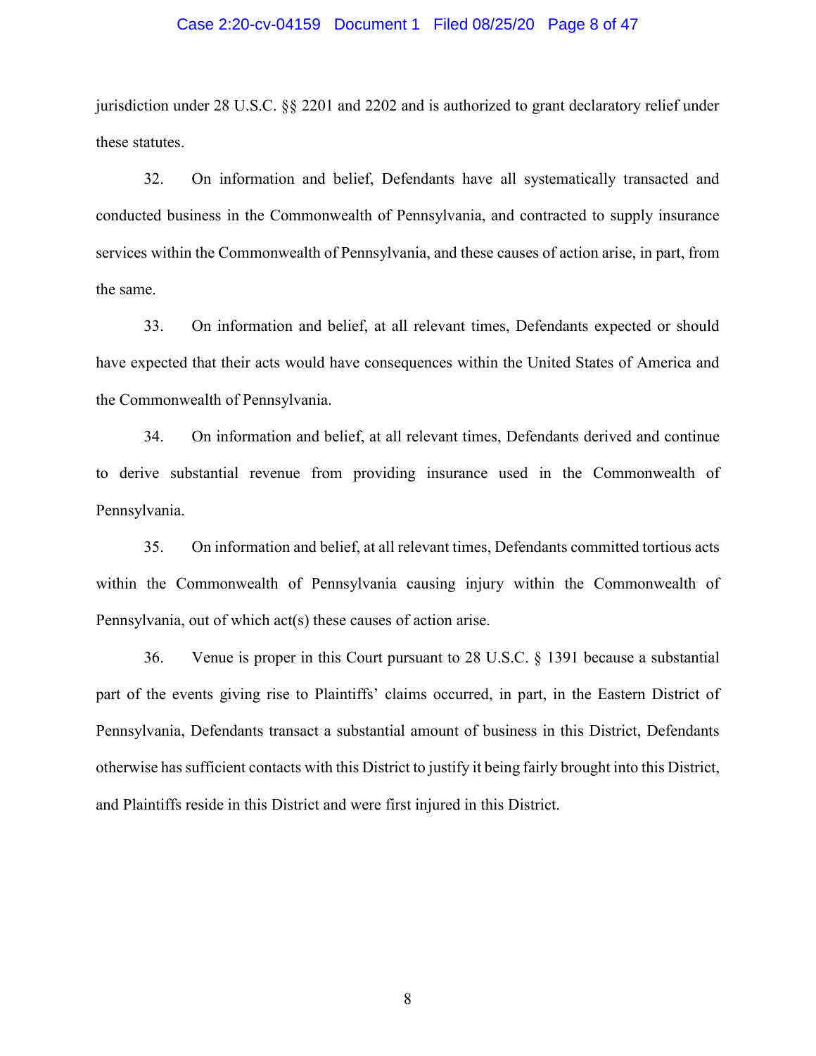jurisdiction under 28 U.S.C. §§ 2201 and 2202 and is authorized to grant declaratory relief under these statutes.

32. On information and belief, Defendants have all systematically transacted and conducted business in the Commonwealth of Pennsylvania, and contracted to supply insurance services within the Commonwealth of Pennsylvania, and these causes of action arise, in part, from the same.

33. On information and belief, at all relevant times, Defendants expected or should have expected that their acts would have consequences within the United States of America and the Commonwealth of Pennsylvania.

34. On information and belief, at all relevant times, Defendants derived and continue to derive substantial revenue from providing insurance used in the Commonwealth of Pennsylvania.

35. On information and belief, at all relevant times, Defendants committed tortious acts within the Commonwealth of Pennsylvania causing injury within the Commonwealth of Pennsylvania, out of which act(s) these causes of action arise.

36. Venue is proper in this Court pursuant to 28 U.S.C. § 1391 because a substantial part of the events giving rise to Plaintiffs' claims occurred, in part, in the Eastern District of Pennsylvania, Defendants transact a substantial amount of business in this District, Defendants otherwise has sufficient contacts with this District to justify it being fairly brought into this District, and Plaintiffs reside in this District and were first injured in this District.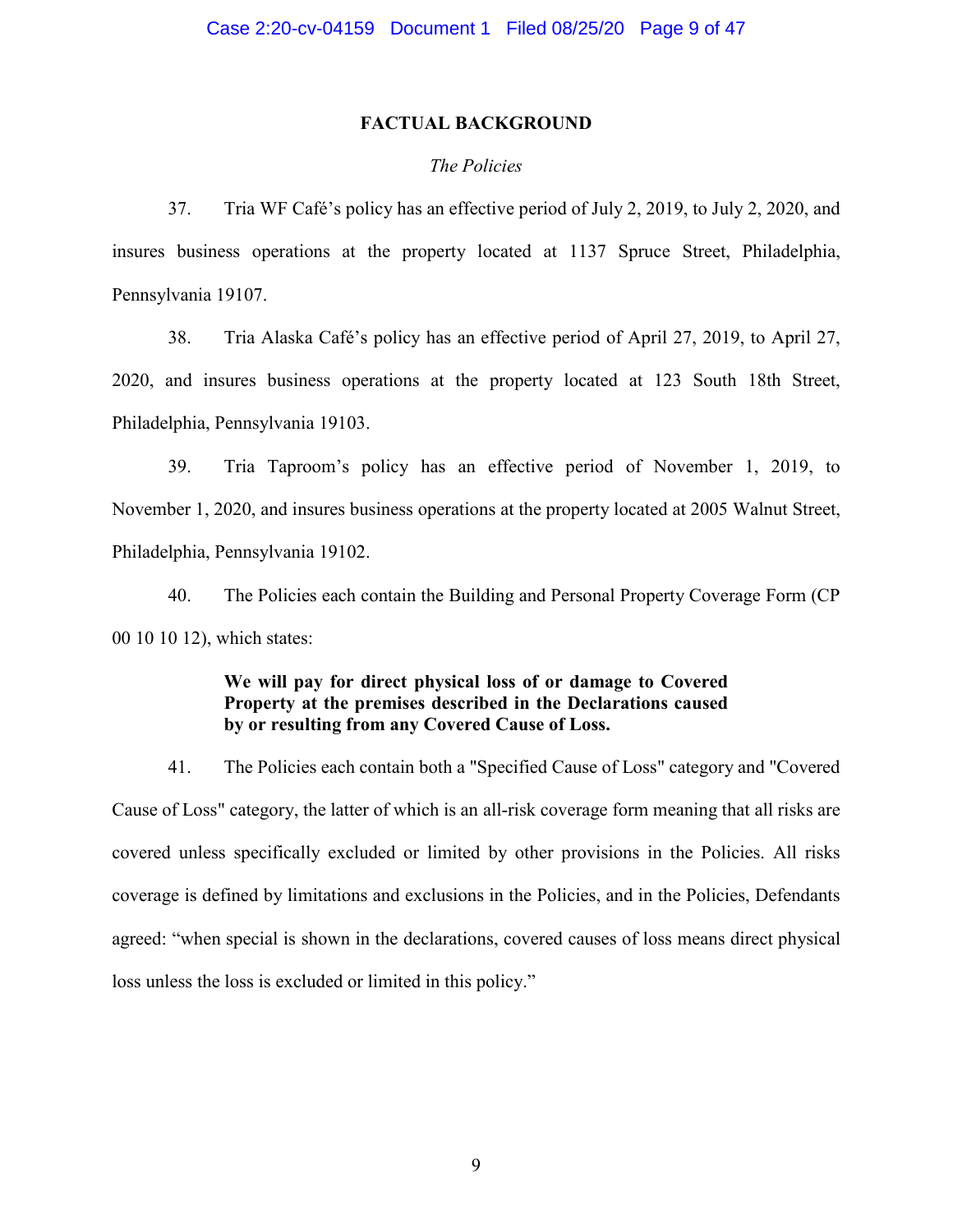## FACTUAL BACKGROUND

### *The Policies*

37. Tria WF Café's policy has an effective period of July 2, 2019, to July 2, 2020, and insures business operations at the property located at 1137 Spruce Street, Philadelphia, Pennsylvania 19107.

38. Tria Alaska Café's policy has an effective period of April 27, 2019, to April 27, 2020, and insures business operations at the property located at 123 South 18th Street, Philadelphia, Pennsylvania 19103.

39. Tria Taproom's policy has an effective period of November 1, 2019, to November 1, 2020, and insures business operations at the property located at 2005 Walnut Street, Philadelphia, Pennsylvania 19102.

40. The Policies each contain the Building and Personal Property Coverage Form (CP 00 10 10 12), which states:

> **We will pay for direct physical loss of or damage to Covered Property at the premises described in the Declarations caused by or resulting from any Covered Cause of Loss.**

41. The Policies each contain both a "Specified Cause of Loss" category and "Covered Cause of Loss" category, the latter of which is an all-risk coverage form meaning that all risks are covered unless specifically excluded or limited by other provisions in the Policies. All risks coverage is defined by limitations and exclusions in the Policies, and in the Policies, Defendants agreed: "when special is shown in the declarations, covered causes of loss means direct physical loss unless the loss is excluded or limited in this policy."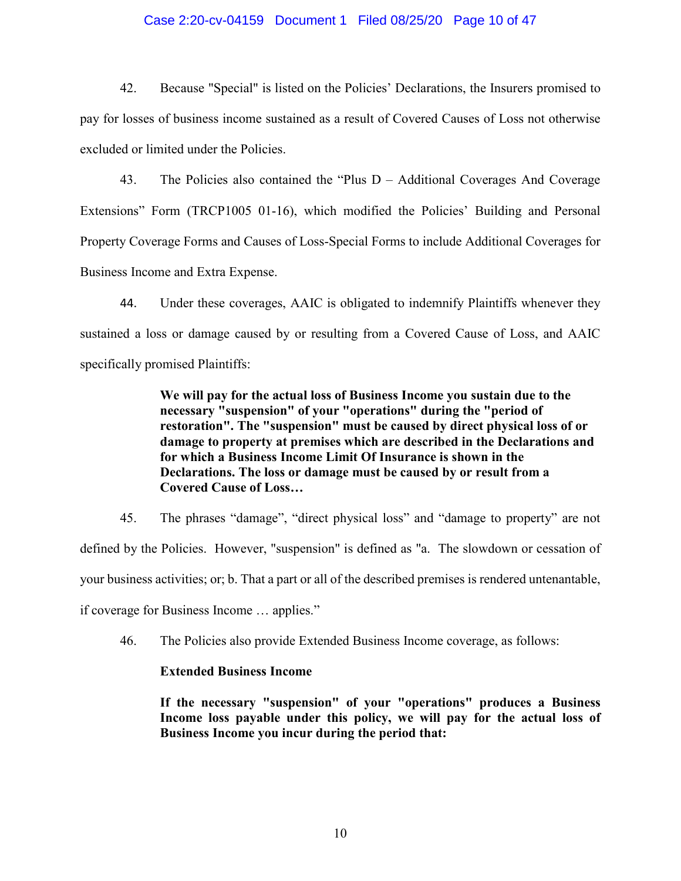42. Because "Special" is listed on the Policies' Declarations, the Insurers promised to pay for losses of business income sustained as a result of Covered Causes of Loss not otherwise excluded or limited under the Policies.

43. The Policies also contained the "Plus D – Additional Coverages And Coverage Extensions" Form (TRCP1005 01-16), which modified the Policies' Building and Personal Property Coverage Forms and Causes of Loss-Special Forms to include Additional Coverages for Business Income and Extra Expense.

44. Under these coverages, AAIC is obligated to indemnify Plaintiffs whenever they sustained a loss or damage caused by or resulting from a Covered Cause of Loss, and AAIC specifically promised Plaintiffs:

> **We will pay for the actual loss of Business Income you sustain due to the necessary "suspension" of your "operations" during the "period of restoration". The "suspension" must be caused by direct physical loss of or damage to property at premises which are described in the Declarations and for which a Business Income Limit Of Insurance is shown in the Declarations. The loss or damage must be caused by or result from a Covered Cause of Loss…**

45. The phrases "damage", "direct physical loss" and "damage to property" are not defined by the Policies. However, "suspension" is defined as "a. The slowdown or cessation of your business activities; or; b. That a part or all of the described premises is rendered untenantable, if coverage for Business Income … applies."

46. The Policies also provide Extended Business Income coverage, as follows:

> **Extended Business Income**
>
> **If the necessary "suspension" of your "operations" produces a Business Income loss payable under this policy, we will pay for the actual loss of Business Income you incur during the period that:**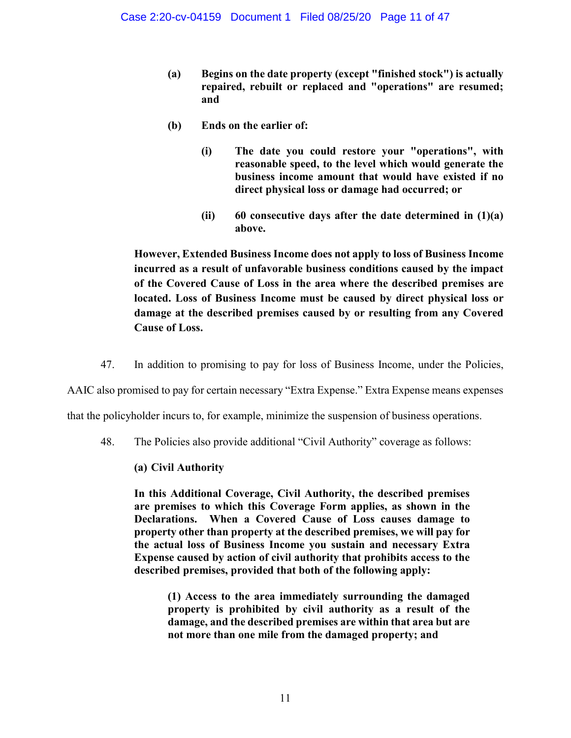**(a) Begins on the date property (except "finished stock") is actually repaired, rebuilt or replaced and "operations" are resumed; and**

**(b) Ends on the earlier of:**

**(i) The date you could restore your "operations", with reasonable speed, to the level which would generate the business income amount that would have existed if no direct physical loss or damage had occurred; or**

**(ii) 60 consecutive days after the date determined in (1)(a) above.**

**However, Extended Business Income does not apply to loss of Business Income incurred as a result of unfavorable business conditions caused by the impact of the Covered Cause of Loss in the area where the described premises are located. Loss of Business Income must be caused by direct physical loss or damage at the described premises caused by or resulting from any Covered Cause of Loss.**

47. In addition to promising to pay for loss of Business Income, under the Policies, AAIC also promised to pay for certain necessary "Extra Expense." Extra Expense means expenses that the policyholder incurs to, for example, minimize the suspension of business operations.

48. The Policies also provide additional "Civil Authority" coverage as follows:

**(a) Civil Authority**

**In this Additional Coverage, Civil Authority, the described premises are premises to which this Coverage Form applies, as shown in the Declarations. When a Covered Cause of Loss causes damage to property other than property at the described premises, we will pay for the actual loss of Business Income you sustain and necessary Extra Expense caused by action of civil authority that prohibits access to the described premises, provided that both of the following apply:**

**(1) Access to the area immediately surrounding the damaged property is prohibited by civil authority as a result of the damage, and the described premises are within that area but are not more than one mile from the damaged property; and**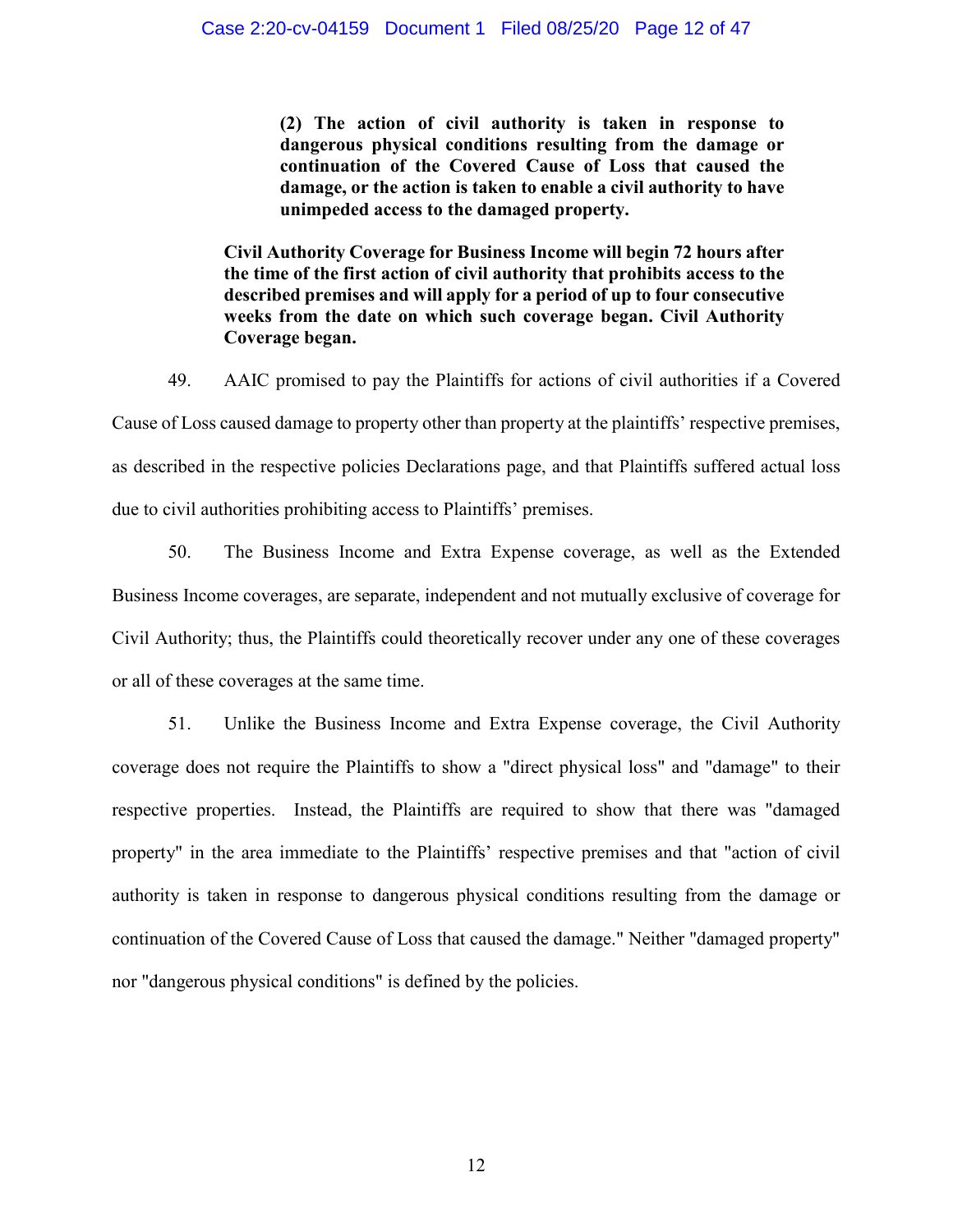> **(2) The action of civil authority is taken in response to dangerous physical conditions resulting from the damage or continuation of the Covered Cause of Loss that caused the damage, or the action is taken to enable a civil authority to have unimpeded access to the damaged property.**
>
> **Civil Authority Coverage for Business Income will begin 72 hours after the time of the first action of civil authority that prohibits access to the described premises and will apply for a period of up to four consecutive weeks from the date on which such coverage began. Civil Authority Coverage began.**

49. AAIC promised to pay the Plaintiffs for actions of civil authorities if a Covered Cause of Loss caused damage to property other than property at the plaintiffs' respective premises, as described in the respective policies Declarations page, and that Plaintiffs suffered actual loss due to civil authorities prohibiting access to Plaintiffs' premises.

50. The Business Income and Extra Expense coverage, as well as the Extended Business Income coverages, are separate, independent and not mutually exclusive of coverage for Civil Authority; thus, the Plaintiffs could theoretically recover under any one of these coverages or all of these coverages at the same time.

51. Unlike the Business Income and Extra Expense coverage, the Civil Authority coverage does not require the Plaintiffs to show a "direct physical loss" and "damage" to their respective properties. Instead, the Plaintiffs are required to show that there was "damaged property" in the area immediate to the Plaintiffs' respective premises and that "action of civil authority is taken in response to dangerous physical conditions resulting from the damage or continuation of the Covered Cause of Loss that caused the damage." Neither "damaged property" nor "dangerous physical conditions" is defined by the policies.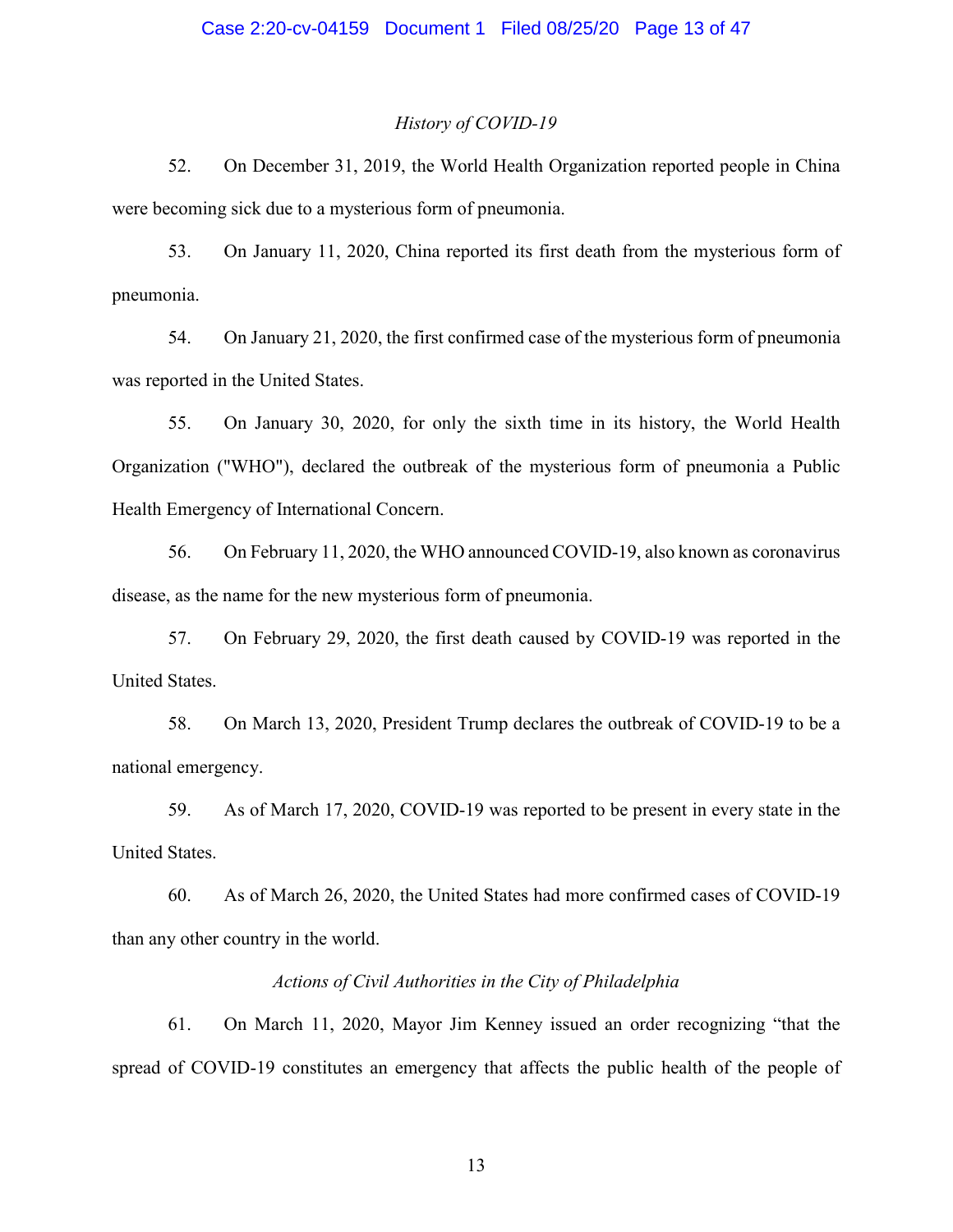*History of COVID-19*

52. On December 31, 2019, the World Health Organization reported people in China were becoming sick due to a mysterious form of pneumonia.

53. On January 11, 2020, China reported its first death from the mysterious form of pneumonia.

54. On January 21, 2020, the first confirmed case of the mysterious form of pneumonia was reported in the United States.

55. On January 30, 2020, for only the sixth time in its history, the World Health Organization ("WHO"), declared the outbreak of the mysterious form of pneumonia a Public Health Emergency of International Concern.

56. On February 11, 2020, the WHO announced COVID-19, also known as coronavirus disease, as the name for the new mysterious form of pneumonia.

57. On February 29, 2020, the first death caused by COVID-19 was reported in the United States.

58. On March 13, 2020, President Trump declares the outbreak of COVID-19 to be a national emergency.

59. As of March 17, 2020, COVID-19 was reported to be present in every state in the United States.

60. As of March 26, 2020, the United States had more confirmed cases of COVID-19 than any other country in the world.

*Actions of Civil Authorities in the City of Philadelphia*

61. On March 11, 2020, Mayor Jim Kenney issued an order recognizing "that the spread of COVID-19 constitutes an emergency that affects the public health of the people of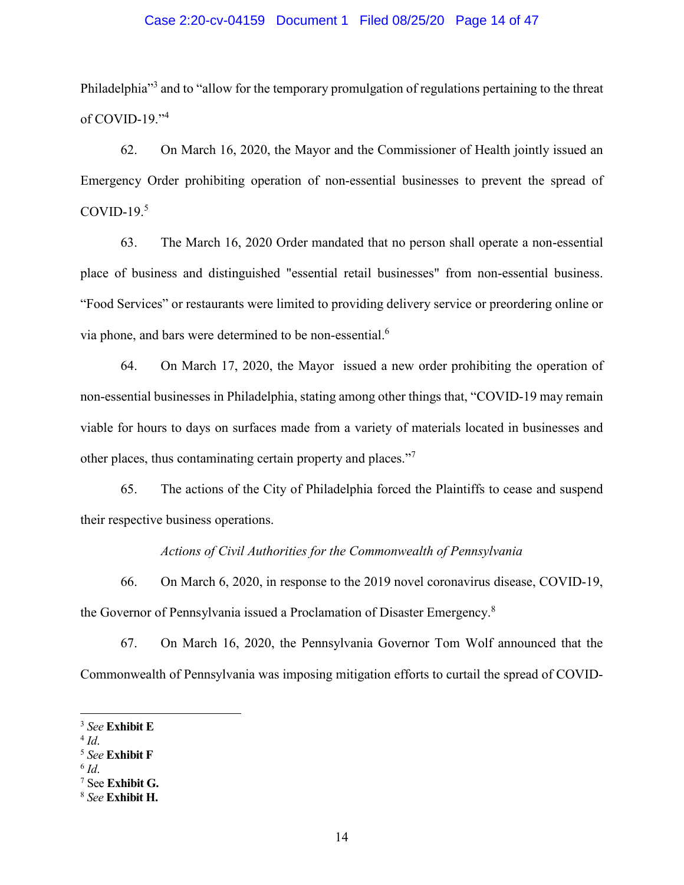Philadelphia"[3] and to "allow for the temporary promulgation of regulations pertaining to the threat of COVID-19."[4]

62. On March 16, 2020, the Mayor and the Commissioner of Health jointly issued an Emergency Order prohibiting operation of non-essential businesses to prevent the spread of COVID-19.[5]

63. The March 16, 2020 Order mandated that no person shall operate a non-essential place of business and distinguished "essential retail businesses" from non-essential business. "Food Services" or restaurants were limited to providing delivery service or preordering online or via phone, and bars were determined to be non-essential.[6]

64. On March 17, 2020, the Mayor issued a new order prohibiting the operation of non-essential businesses in Philadelphia, stating among other things that, "COVID-19 may remain viable for hours to days on surfaces made from a variety of materials located in businesses and other places, thus contaminating certain property and places."[7]

65. The actions of the City of Philadelphia forced the Plaintiffs to cease and suspend their respective business operations.

*Actions of Civil Authorities for the Commonwealth of Pennsylvania*

66. On March 6, 2020, in response to the 2019 novel coronavirus disease, COVID-19, the Governor of Pennsylvania issued a Proclamation of Disaster Emergency.[8]

67. On March 16, 2020, the Pennsylvania Governor Tom Wolf announced that the Commonwealth of Pennsylvania was imposing mitigation efforts to curtail the spread of COVID-

---

[3] *See* **Exhibit E**
[4] *Id*.
[5] *See* **Exhibit F**
[6] *Id*.
[7] See **Exhibit G.**
[8] *See* **Exhibit H.**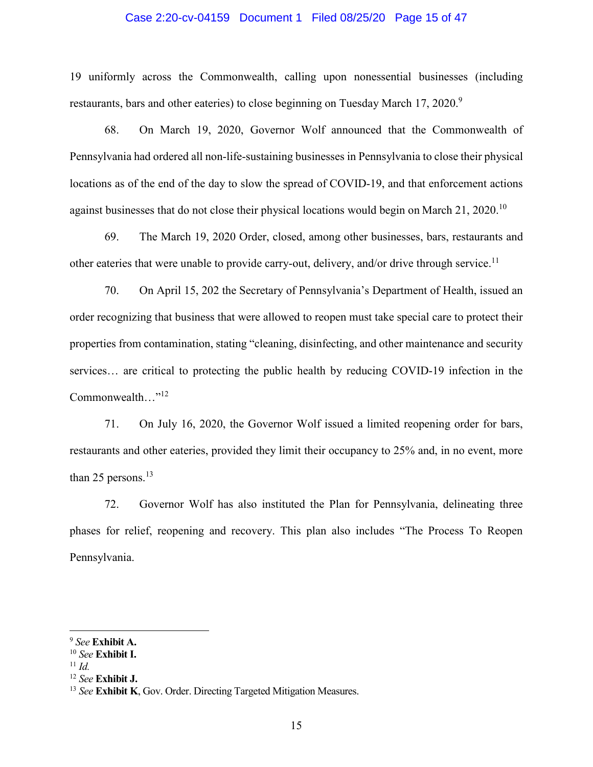19 uniformly across the Commonwealth, calling upon nonessential businesses (including restaurants, bars and other eateries) to close beginning on Tuesday March 17, 2020.[9]

68. On March 19, 2020, Governor Wolf announced that the Commonwealth of Pennsylvania had ordered all non-life-sustaining businesses in Pennsylvania to close their physical locations as of the end of the day to slow the spread of COVID-19, and that enforcement actions against businesses that do not close their physical locations would begin on March 21, 2020.[10]

69. The March 19, 2020 Order, closed, among other businesses, bars, restaurants and other eateries that were unable to provide carry-out, delivery, and/or drive through service.[11]

70. On April 15, 202 the Secretary of Pennsylvania's Department of Health, issued an order recognizing that business that were allowed to reopen must take special care to protect their properties from contamination, stating "cleaning, disinfecting, and other maintenance and security services… are critical to protecting the public health by reducing COVID-19 infection in the Commonwealth…"[12]

71. On July 16, 2020, the Governor Wolf issued a limited reopening order for bars, restaurants and other eateries, provided they limit their occupancy to 25% and, in no event, more than 25 persons.[13]

72. Governor Wolf has also instituted the Plan for Pennsylvania, delineating three phases for relief, reopening and recovery. This plan also includes "The Process To Reopen Pennsylvania.

---

[9] *See* **Exhibit A.**

[10] *See* **Exhibit I.**

[11] *Id.*

[12] *See* **Exhibit J.**

[13] *See* **Exhibit K**, Gov. Order. Directing Targeted Mitigation Measures.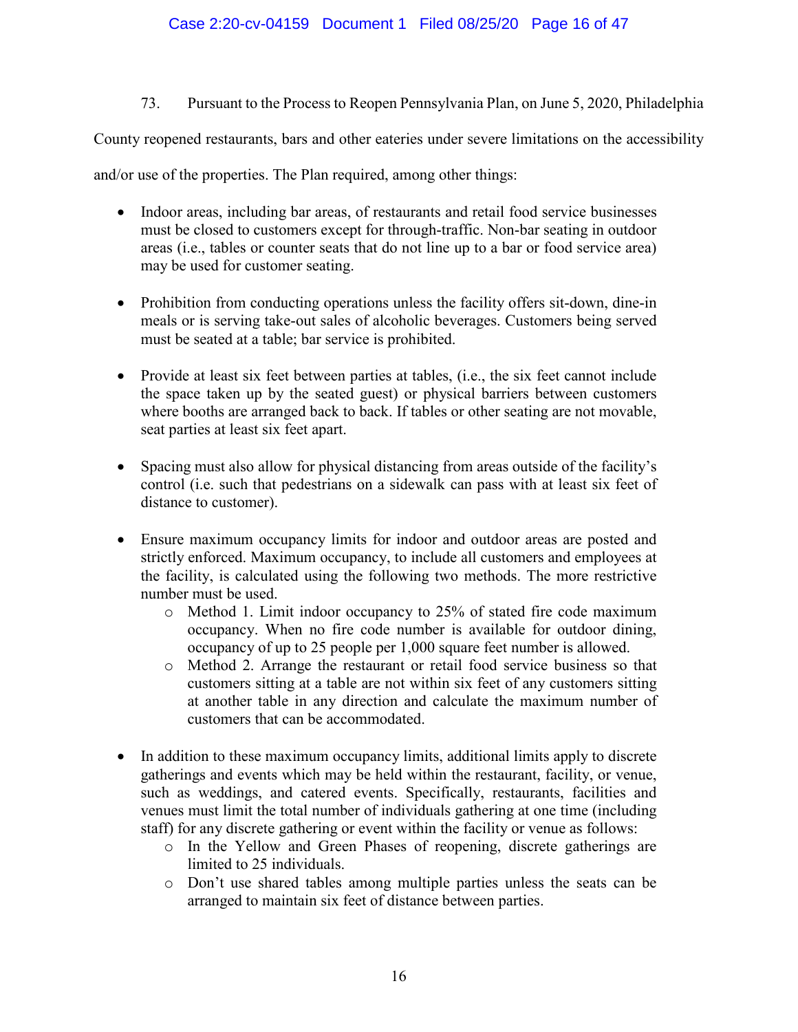73. Pursuant to the Process to Reopen Pennsylvania Plan, on June 5, 2020, Philadelphia County reopened restaurants, bars and other eateries under severe limitations on the accessibility and/or use of the properties. The Plan required, among other things:

- Indoor areas, including bar areas, of restaurants and retail food service businesses must be closed to customers except for through-traffic. Non-bar seating in outdoor areas (i.e., tables or counter seats that do not line up to a bar or food service area) may be used for customer seating.

- Prohibition from conducting operations unless the facility offers sit-down, dine-in meals or is serving take-out sales of alcoholic beverages. Customers being served must be seated at a table; bar service is prohibited.

- Provide at least six feet between parties at tables, (i.e., the six feet cannot include the space taken up by the seated guest) or physical barriers between customers where booths are arranged back to back. If tables or other seating are not movable, seat parties at least six feet apart.

- Spacing must also allow for physical distancing from areas outside of the facility's control (i.e. such that pedestrians on a sidewalk can pass with at least six feet of distance to customer).

- Ensure maximum occupancy limits for indoor and outdoor areas are posted and strictly enforced. Maximum occupancy, to include all customers and employees at the facility, is calculated using the following two methods. The more restrictive number must be used.
  - Method 1. Limit indoor occupancy to 25% of stated fire code maximum occupancy. When no fire code number is available for outdoor dining, occupancy of up to 25 people per 1,000 square feet number is allowed.
  - Method 2. Arrange the restaurant or retail food service business so that customers sitting at a table are not within six feet of any customers sitting at another table in any direction and calculate the maximum number of customers that can be accommodated.

- In addition to these maximum occupancy limits, additional limits apply to discrete gatherings and events which may be held within the restaurant, facility, or venue, such as weddings, and catered events. Specifically, restaurants, facilities and venues must limit the total number of individuals gathering at one time (including staff) for any discrete gathering or event within the facility or venue as follows:
  - In the Yellow and Green Phases of reopening, discrete gatherings are limited to 25 individuals.
  - Don't use shared tables among multiple parties unless the seats can be arranged to maintain six feet of distance between parties.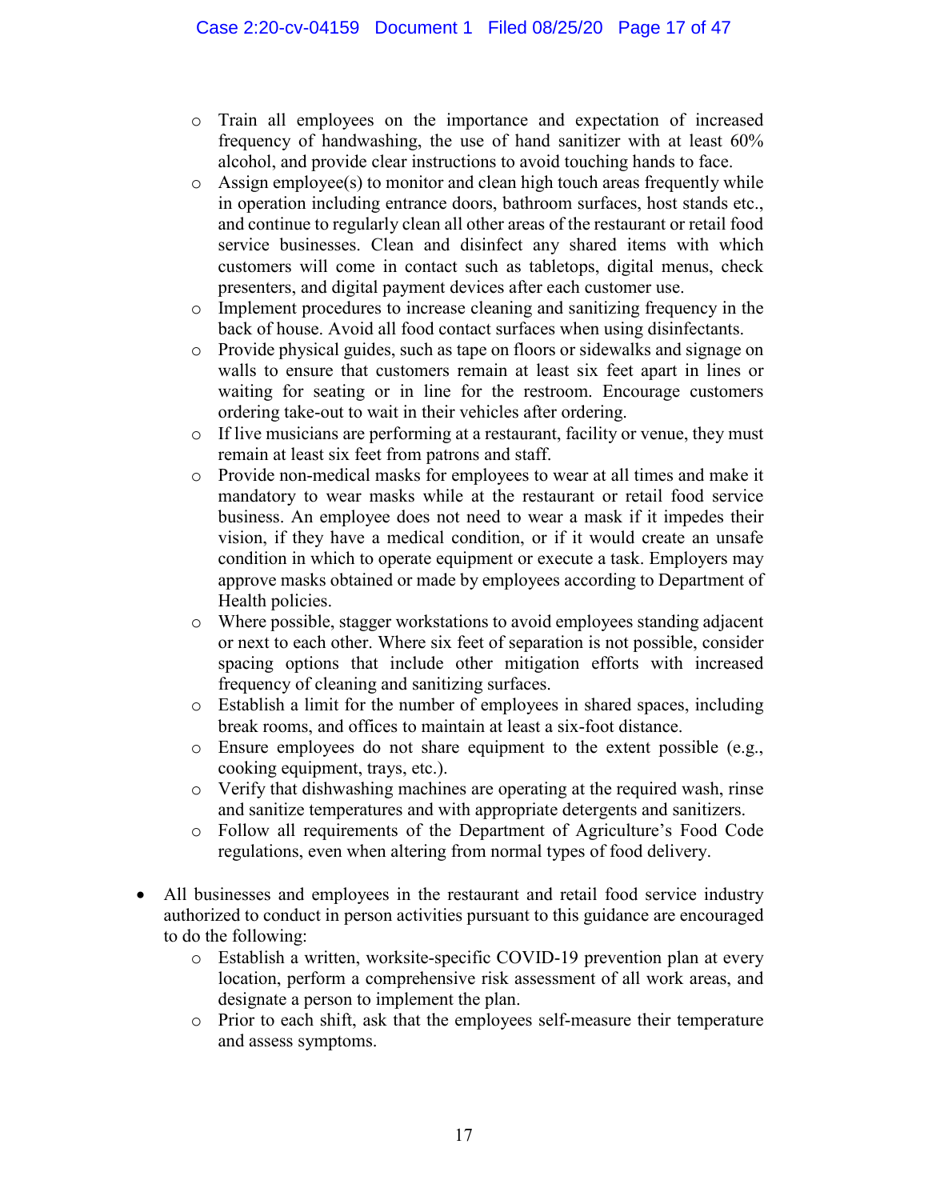- Train all employees on the importance and expectation of increased frequency of handwashing, the use of hand sanitizer with at least 60% alcohol, and provide clear instructions to avoid touching hands to face.
  - Assign employee(s) to monitor and clean high touch areas frequently while in operation including entrance doors, bathroom surfaces, host stands etc., and continue to regularly clean all other areas of the restaurant or retail food service businesses. Clean and disinfect any shared items with which customers will come in contact such as tabletops, digital menus, check presenters, and digital payment devices after each customer use.
  - Implement procedures to increase cleaning and sanitizing frequency in the back of house. Avoid all food contact surfaces when using disinfectants.
  - Provide physical guides, such as tape on floors or sidewalks and signage on walls to ensure that customers remain at least six feet apart in lines or waiting for seating or in line for the restroom. Encourage customers ordering take-out to wait in their vehicles after ordering.
  - If live musicians are performing at a restaurant, facility or venue, they must remain at least six feet from patrons and staff.
  - Provide non-medical masks for employees to wear at all times and make it mandatory to wear masks while at the restaurant or retail food service business. An employee does not need to wear a mask if it impedes their vision, if they have a medical condition, or if it would create an unsafe condition in which to operate equipment or execute a task. Employers may approve masks obtained or made by employees according to Department of Health policies.
  - Where possible, stagger workstations to avoid employees standing adjacent or next to each other. Where six feet of separation is not possible, consider spacing options that include other mitigation efforts with increased frequency of cleaning and sanitizing surfaces.
  - Establish a limit for the number of employees in shared spaces, including break rooms, and offices to maintain at least a six-foot distance.
  - Ensure employees do not share equipment to the extent possible (e.g., cooking equipment, trays, etc.).
  - Verify that dishwashing machines are operating at the required wash, rinse and sanitize temperatures and with appropriate detergents and sanitizers.
  - Follow all requirements of the Department of Agriculture's Food Code regulations, even when altering from normal types of food delivery.

- All businesses and employees in the restaurant and retail food service industry authorized to conduct in person activities pursuant to this guidance are encouraged to do the following:
  - Establish a written, worksite-specific COVID-19 prevention plan at every location, perform a comprehensive risk assessment of all work areas, and designate a person to implement the plan.
  - Prior to each shift, ask that the employees self-measure their temperature and assess symptoms.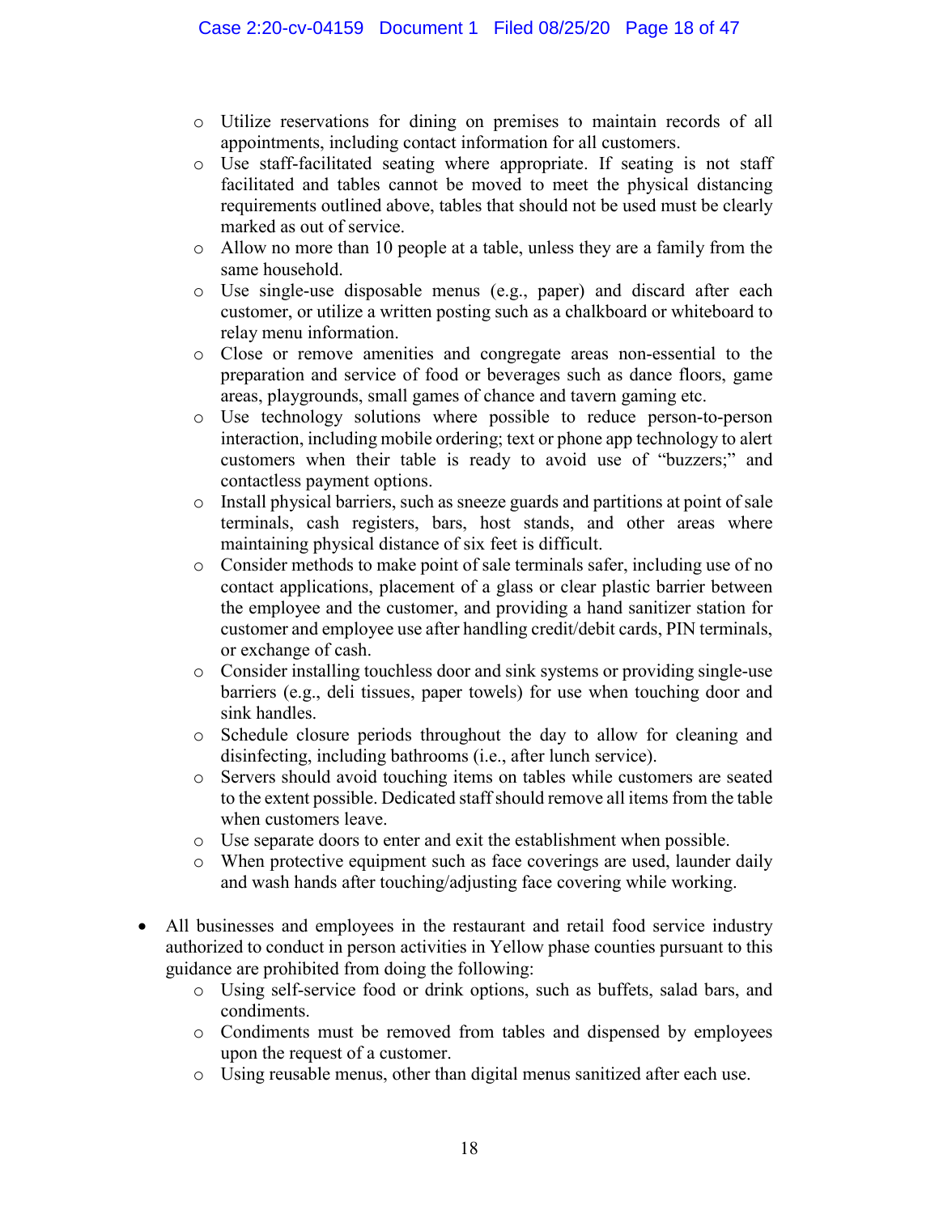- Utilize reservations for dining on premises to maintain records of all appointments, including contact information for all customers.
  - Use staff-facilitated seating where appropriate. If seating is not staff facilitated and tables cannot be moved to meet the physical distancing requirements outlined above, tables that should not be used must be clearly marked as out of service.
  - Allow no more than 10 people at a table, unless they are a family from the same household.
  - Use single-use disposable menus (e.g., paper) and discard after each customer, or utilize a written posting such as a chalkboard or whiteboard to relay menu information.
  - Close or remove amenities and congregate areas non-essential to the preparation and service of food or beverages such as dance floors, game areas, playgrounds, small games of chance and tavern gaming etc.
  - Use technology solutions where possible to reduce person-to-person interaction, including mobile ordering; text or phone app technology to alert customers when their table is ready to avoid use of "buzzers;" and contactless payment options.
  - Install physical barriers, such as sneeze guards and partitions at point of sale terminals, cash registers, bars, host stands, and other areas where maintaining physical distance of six feet is difficult.
  - Consider methods to make point of sale terminals safer, including use of no contact applications, placement of a glass or clear plastic barrier between the employee and the customer, and providing a hand sanitizer station for customer and employee use after handling credit/debit cards, PIN terminals, or exchange of cash.
  - Consider installing touchless door and sink systems or providing single-use barriers (e.g., deli tissues, paper towels) for use when touching door and sink handles.
  - Schedule closure periods throughout the day to allow for cleaning and disinfecting, including bathrooms (i.e., after lunch service).
  - Servers should avoid touching items on tables while customers are seated to the extent possible. Dedicated staff should remove all items from the table when customers leave.
  - Use separate doors to enter and exit the establishment when possible.
  - When protective equipment such as face coverings are used, launder daily and wash hands after touching/adjusting face covering while working.

- All businesses and employees in the restaurant and retail food service industry authorized to conduct in person activities in Yellow phase counties pursuant to this guidance are prohibited from doing the following:
  - Using self-service food or drink options, such as buffets, salad bars, and condiments.
  - Condiments must be removed from tables and dispensed by employees upon the request of a customer.
  - Using reusable menus, other than digital menus sanitized after each use.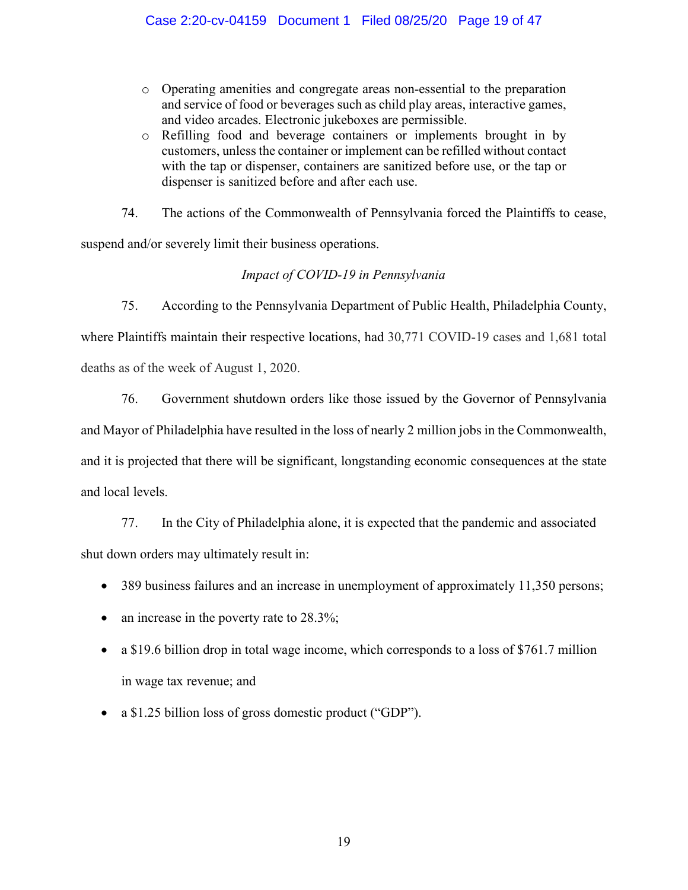- Operating amenities and congregate areas non-essential to the preparation and service of food or beverages such as child play areas, interactive games, and video arcades. Electronic jukeboxes are permissible.
- Refilling food and beverage containers or implements brought in by customers, unless the container or implement can be refilled without contact with the tap or dispenser, containers are sanitized before use, or the tap or dispenser is sanitized before and after each use.

74. The actions of the Commonwealth of Pennsylvania forced the Plaintiffs to cease, suspend and/or severely limit their business operations.

*Impact of COVID-19 in Pennsylvania*

75. According to the Pennsylvania Department of Public Health, Philadelphia County, where Plaintiffs maintain their respective locations, had 30,771 COVID-19 cases and 1,681 total deaths as of the week of August 1, 2020.

76. Government shutdown orders like those issued by the Governor of Pennsylvania and Mayor of Philadelphia have resulted in the loss of nearly 2 million jobs in the Commonwealth, and it is projected that there will be significant, longstanding economic consequences at the state and local levels.

77. In the City of Philadelphia alone, it is expected that the pandemic and associated shut down orders may ultimately result in:

- 389 business failures and an increase in unemployment of approximately 11,350 persons;
- an increase in the poverty rate to 28.3%;
- a $19.6 billion drop in total wage income, which corresponds to a loss of $761.7 million in wage tax revenue; and
- a $1.25 billion loss of gross domestic product ("GDP").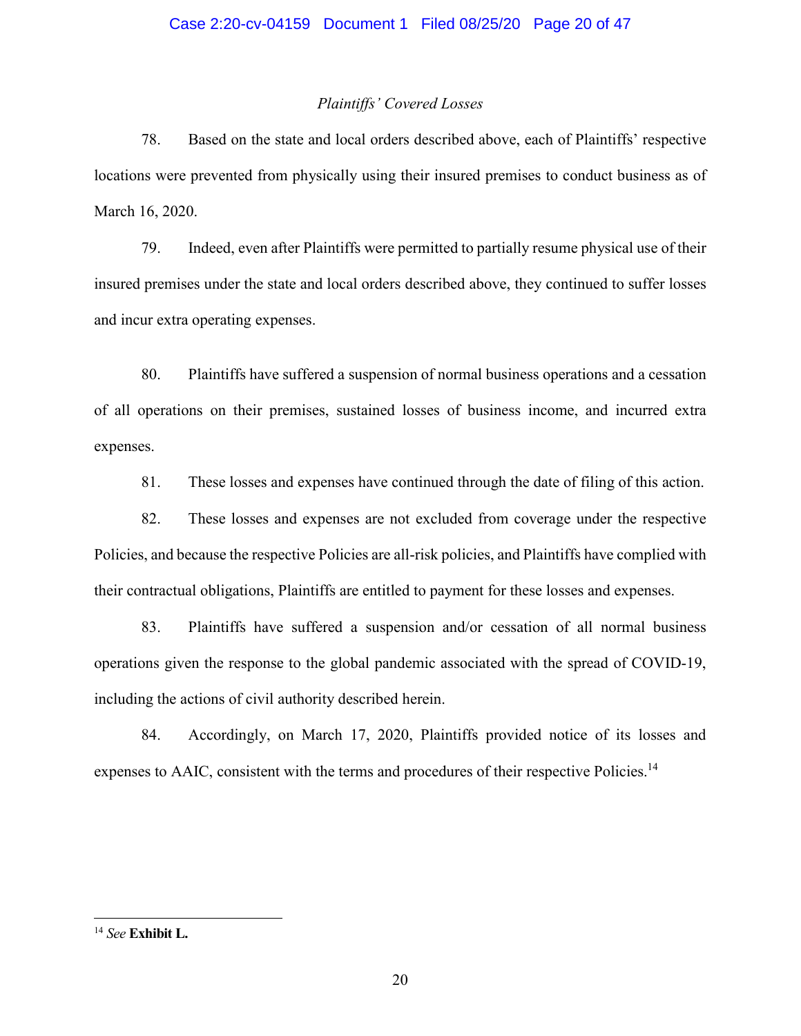*Plaintiffs' Covered Losses*

78. Based on the state and local orders described above, each of Plaintiffs' respective locations were prevented from physically using their insured premises to conduct business as of March 16, 2020.

79. Indeed, even after Plaintiffs were permitted to partially resume physical use of their insured premises under the state and local orders described above, they continued to suffer losses and incur extra operating expenses.

80. Plaintiffs have suffered a suspension of normal business operations and a cessation of all operations on their premises, sustained losses of business income, and incurred extra expenses.

81. These losses and expenses have continued through the date of filing of this action.

82. These losses and expenses are not excluded from coverage under the respective Policies, and because the respective Policies are all-risk policies, and Plaintiffs have complied with their contractual obligations, Plaintiffs are entitled to payment for these losses and expenses.

83. Plaintiffs have suffered a suspension and/or cessation of all normal business operations given the response to the global pandemic associated with the spread of COVID-19, including the actions of civil authority described herein.

84. Accordingly, on March 17, 2020, Plaintiffs provided notice of its losses and expenses to AAIC, consistent with the terms and procedures of their respective Policies.[14]

---

[14] *See* **Exhibit L.**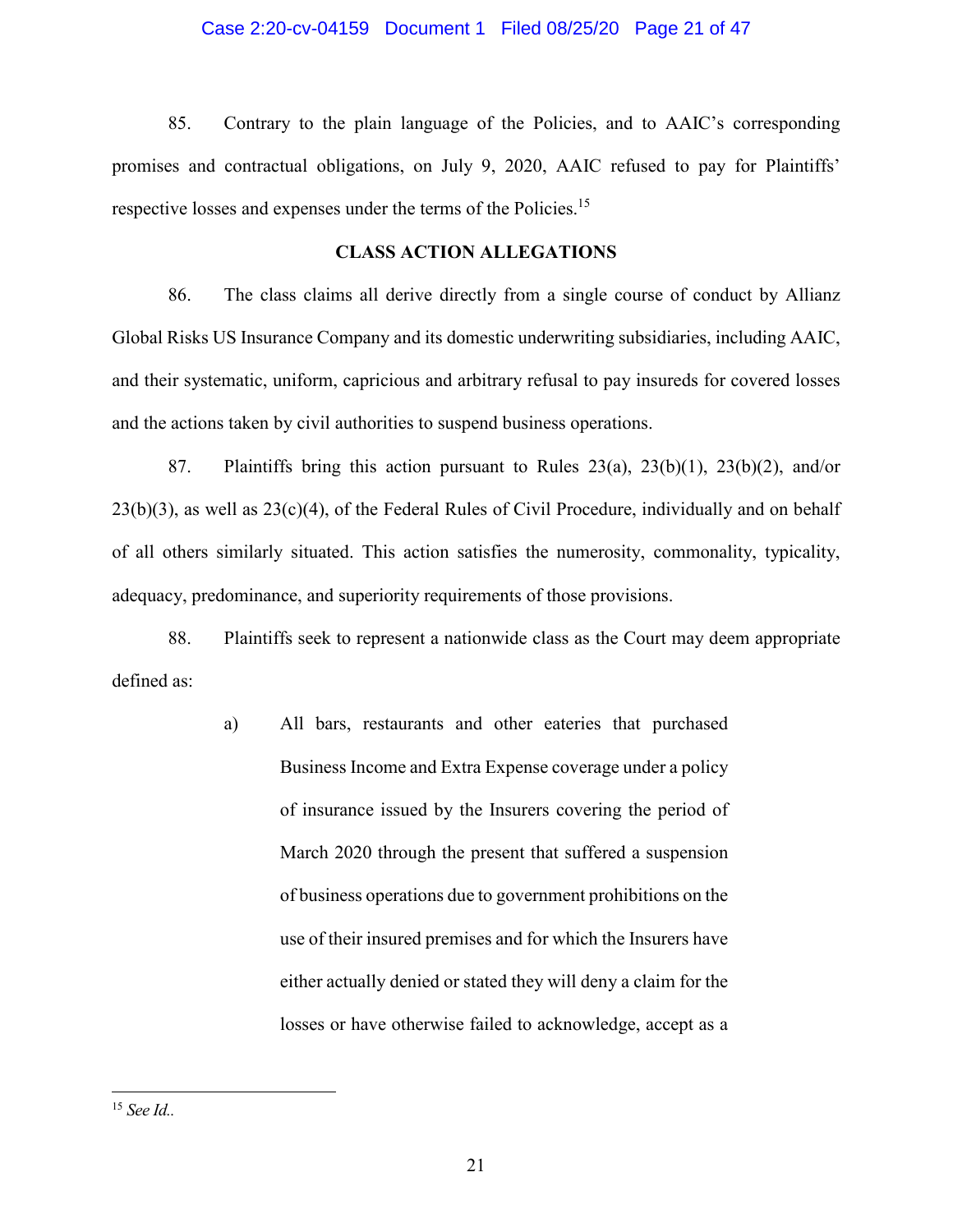85. Contrary to the plain language of the Policies, and to AAIC's corresponding promises and contractual obligations, on July 9, 2020, AAIC refused to pay for Plaintiffs' respective losses and expenses under the terms of the Policies.[15]

## CLASS ACTION ALLEGATIONS

86. The class claims all derive directly from a single course of conduct by Allianz Global Risks US Insurance Company and its domestic underwriting subsidiaries, including AAIC, and their systematic, uniform, capricious and arbitrary refusal to pay insureds for covered losses and the actions taken by civil authorities to suspend business operations.

87. Plaintiffs bring this action pursuant to Rules 23(a), 23(b)(1), 23(b)(2), and/or 23(b)(3), as well as 23(c)(4), of the Federal Rules of Civil Procedure, individually and on behalf of all others similarly situated. This action satisfies the numerosity, commonality, typicality, adequacy, predominance, and superiority requirements of those provisions.

88. Plaintiffs seek to represent a nationwide class as the Court may deem appropriate defined as:

> a) All bars, restaurants and other eateries that purchased Business Income and Extra Expense coverage under a policy of insurance issued by the Insurers covering the period of March 2020 through the present that suffered a suspension of business operations due to government prohibitions on the use of their insured premises and for which the Insurers have either actually denied or stated they will deny a claim for the losses or have otherwise failed to acknowledge, accept as a

---

[15] *See Id.*.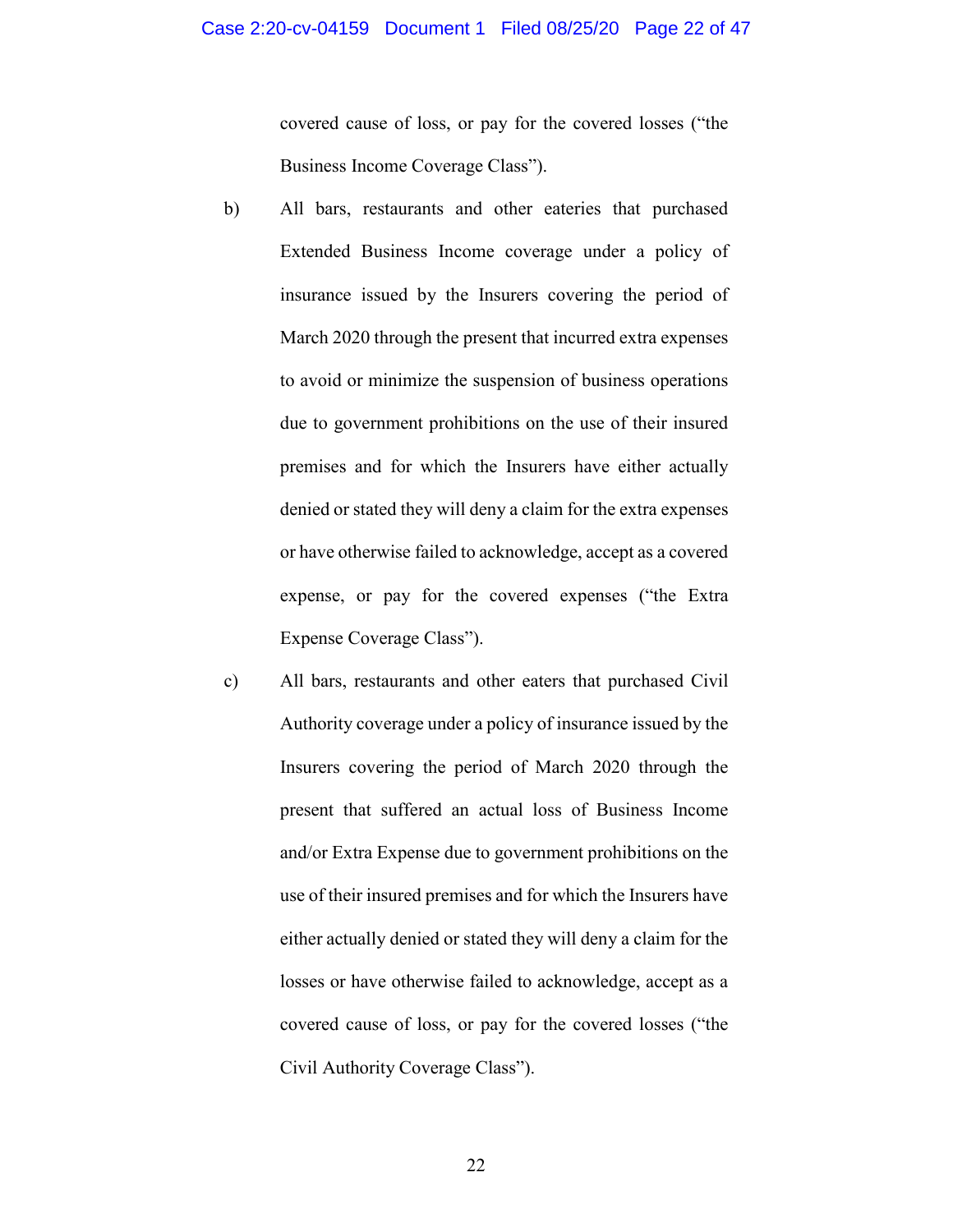covered cause of loss, or pay for the covered losses ("the Business Income Coverage Class").

b) All bars, restaurants and other eateries that purchased Extended Business Income coverage under a policy of insurance issued by the Insurers covering the period of March 2020 through the present that incurred extra expenses to avoid or minimize the suspension of business operations due to government prohibitions on the use of their insured premises and for which the Insurers have either actually denied or stated they will deny a claim for the extra expenses or have otherwise failed to acknowledge, accept as a covered expense, or pay for the covered expenses ("the Extra Expense Coverage Class").

c) All bars, restaurants and other eaters that purchased Civil Authority coverage under a policy of insurance issued by the Insurers covering the period of March 2020 through the present that suffered an actual loss of Business Income and/or Extra Expense due to government prohibitions on the use of their insured premises and for which the Insurers have either actually denied or stated they will deny a claim for the losses or have otherwise failed to acknowledge, accept as a covered cause of loss, or pay for the covered losses ("the Civil Authority Coverage Class").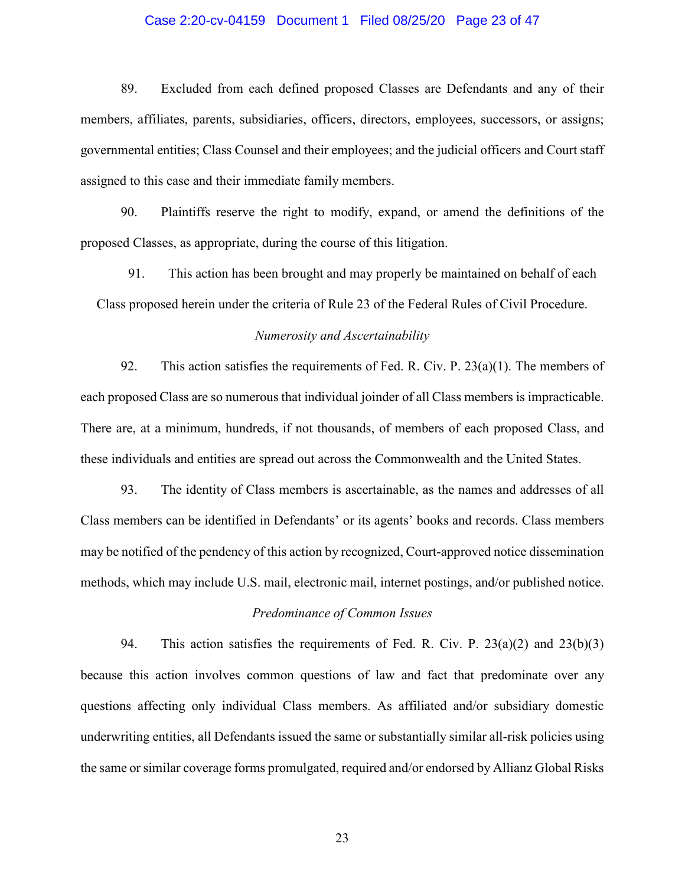89. Excluded from each defined proposed Classes are Defendants and any of their members, affiliates, parents, subsidiaries, officers, directors, employees, successors, or assigns; governmental entities; Class Counsel and their employees; and the judicial officers and Court staff assigned to this case and their immediate family members.

90. Plaintiffs reserve the right to modify, expand, or amend the definitions of the proposed Classes, as appropriate, during the course of this litigation.

91. This action has been brought and may properly be maintained on behalf of each Class proposed herein under the criteria of Rule 23 of the Federal Rules of Civil Procedure.

*Numerosity and Ascertainability*

92. This action satisfies the requirements of Fed. R. Civ. P. 23(a)(1). The members of each proposed Class are so numerous that individual joinder of all Class members is impracticable. There are, at a minimum, hundreds, if not thousands, of members of each proposed Class, and these individuals and entities are spread out across the Commonwealth and the United States.

93. The identity of Class members is ascertainable, as the names and addresses of all Class members can be identified in Defendants' or its agents' books and records. Class members may be notified of the pendency of this action by recognized, Court-approved notice dissemination methods, which may include U.S. mail, electronic mail, internet postings, and/or published notice.

*Predominance of Common Issues*

94. This action satisfies the requirements of Fed. R. Civ. P. 23(a)(2) and 23(b)(3) because this action involves common questions of law and fact that predominate over any questions affecting only individual Class members. As affiliated and/or subsidiary domestic underwriting entities, all Defendants issued the same or substantially similar all-risk policies using the same or similar coverage forms promulgated, required and/or endorsed by Allianz Global Risks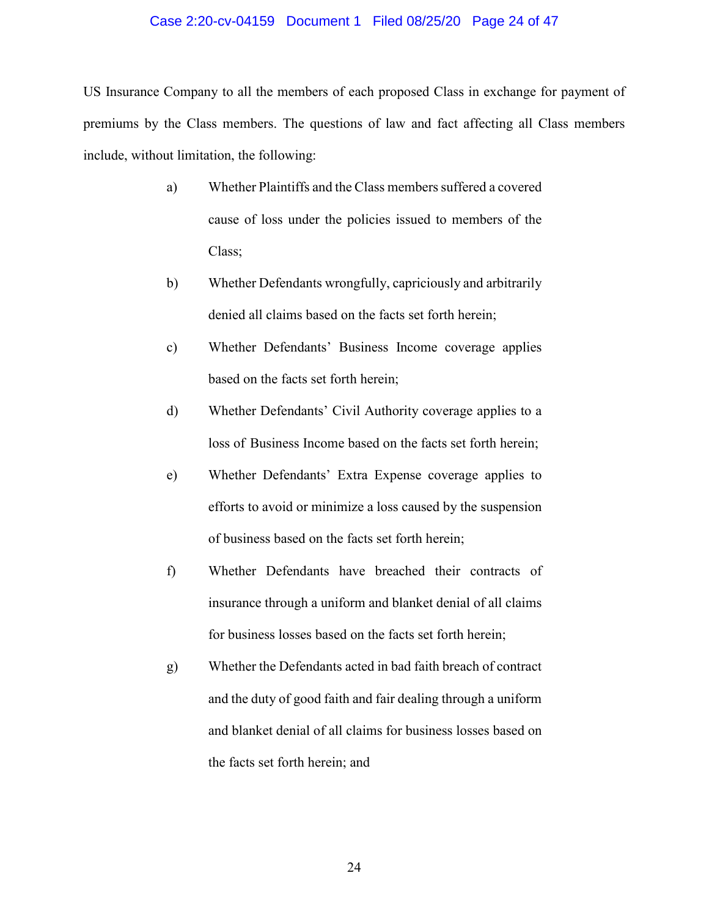US Insurance Company to all the members of each proposed Class in exchange for payment of premiums by the Class members. The questions of law and fact affecting all Class members include, without limitation, the following:

a) Whether Plaintiffs and the Class members suffered a covered cause of loss under the policies issued to members of the Class;

b) Whether Defendants wrongfully, capriciously and arbitrarily denied all claims based on the facts set forth herein;

c) Whether Defendants' Business Income coverage applies based on the facts set forth herein;

d) Whether Defendants' Civil Authority coverage applies to a loss of Business Income based on the facts set forth herein;

e) Whether Defendants' Extra Expense coverage applies to efforts to avoid or minimize a loss caused by the suspension of business based on the facts set forth herein;

f) Whether Defendants have breached their contracts of insurance through a uniform and blanket denial of all claims for business losses based on the facts set forth herein;

g) Whether the Defendants acted in bad faith breach of contract and the duty of good faith and fair dealing through a uniform and blanket denial of all claims for business losses based on the facts set forth herein; and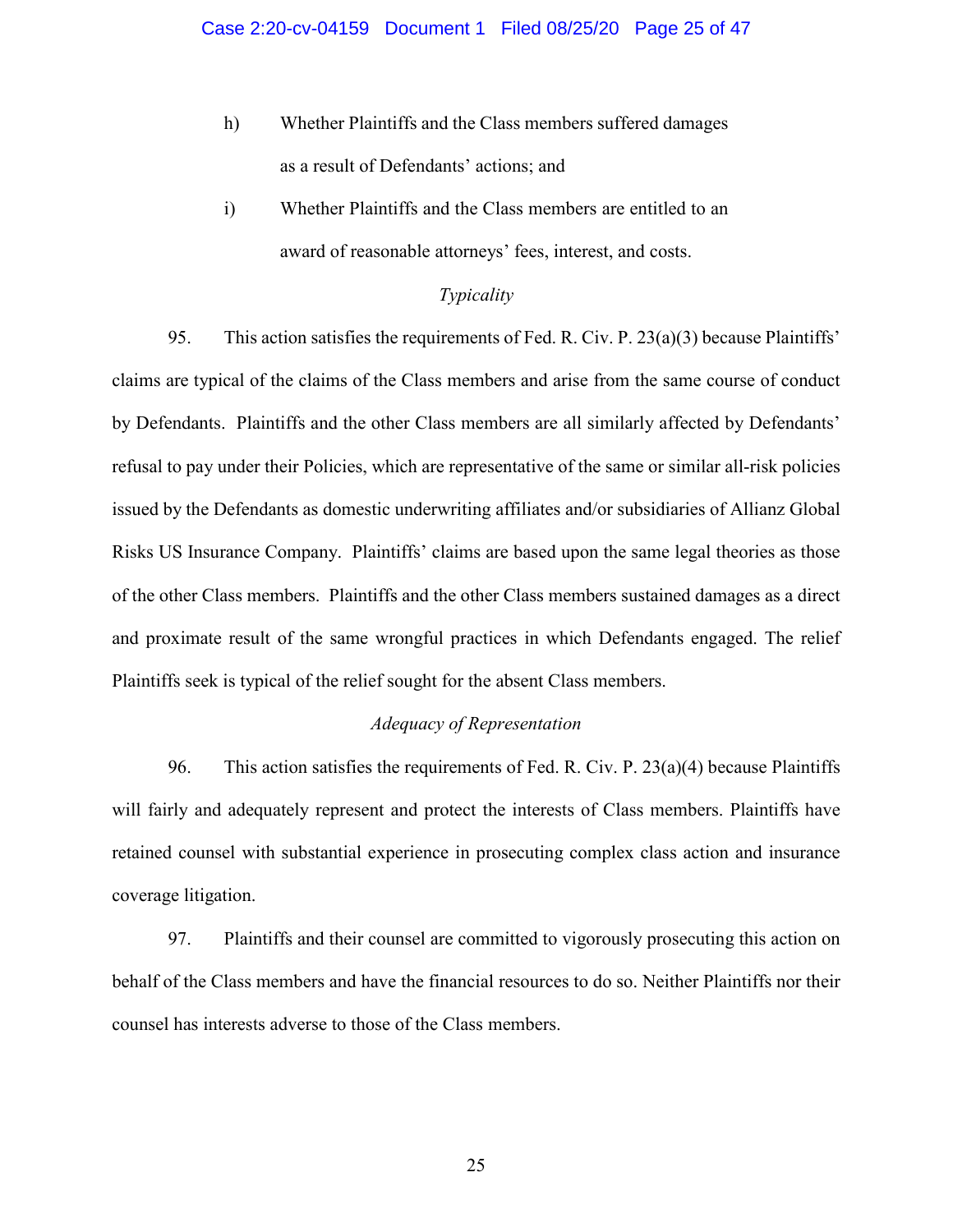h) Whether Plaintiffs and the Class members suffered damages as a result of Defendants' actions; and

i) Whether Plaintiffs and the Class members are entitled to an award of reasonable attorneys' fees, interest, and costs.

*Typicality*

95. This action satisfies the requirements of Fed. R. Civ. P. 23(a)(3) because Plaintiffs' claims are typical of the claims of the Class members and arise from the same course of conduct by Defendants. Plaintiffs and the other Class members are all similarly affected by Defendants' refusal to pay under their Policies, which are representative of the same or similar all-risk policies issued by the Defendants as domestic underwriting affiliates and/or subsidiaries of Allianz Global Risks US Insurance Company. Plaintiffs' claims are based upon the same legal theories as those of the other Class members. Plaintiffs and the other Class members sustained damages as a direct and proximate result of the same wrongful practices in which Defendants engaged. The relief Plaintiffs seek is typical of the relief sought for the absent Class members.

*Adequacy of Representation*

96. This action satisfies the requirements of Fed. R. Civ. P. 23(a)(4) because Plaintiffs will fairly and adequately represent and protect the interests of Class members. Plaintiffs have retained counsel with substantial experience in prosecuting complex class action and insurance coverage litigation.

97. Plaintiffs and their counsel are committed to vigorously prosecuting this action on behalf of the Class members and have the financial resources to do so. Neither Plaintiffs nor their counsel has interests adverse to those of the Class members.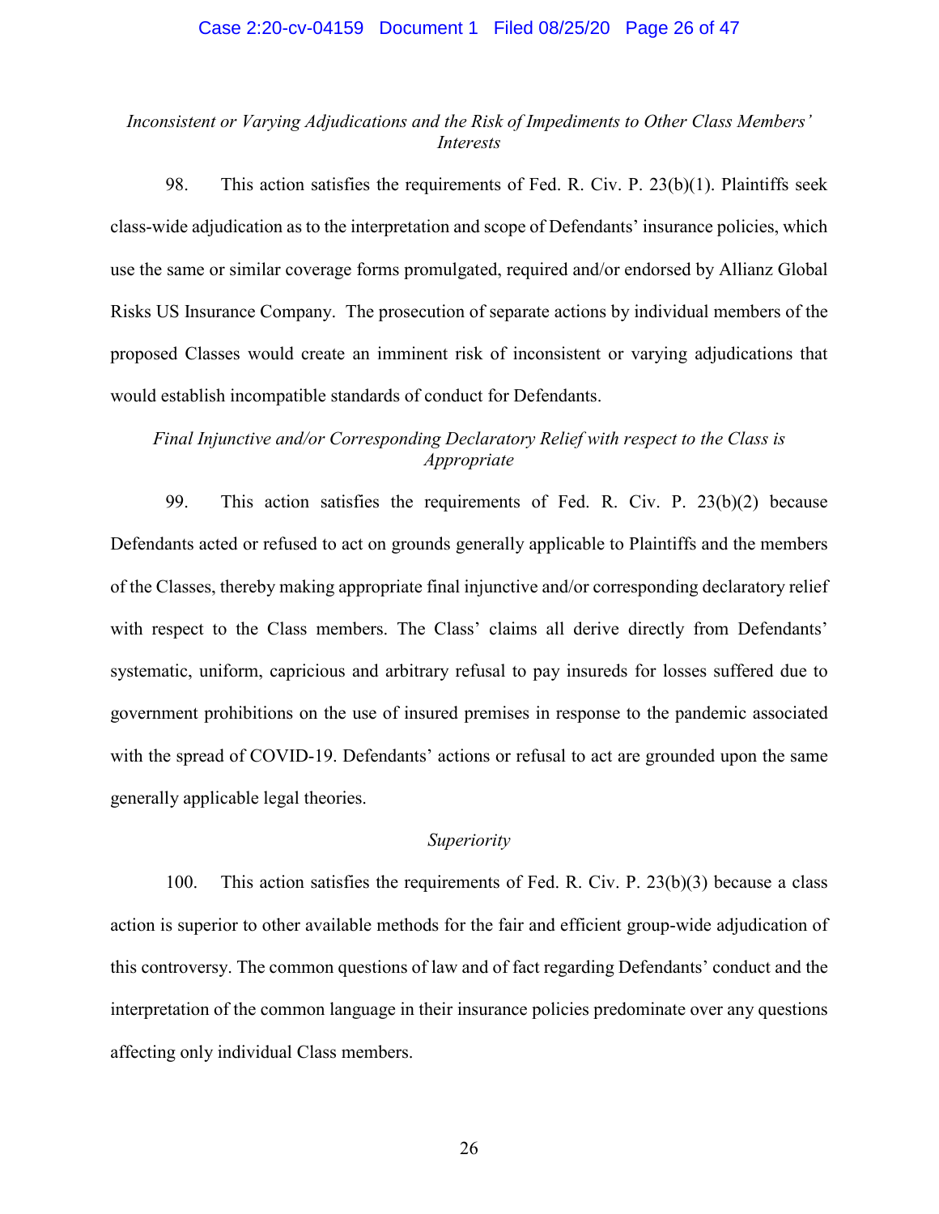*Inconsistent or Varying Adjudications and the Risk of Impediments to Other Class Members' Interests*

98. This action satisfies the requirements of Fed. R. Civ. P. 23(b)(1). Plaintiffs seek class-wide adjudication as to the interpretation and scope of Defendants' insurance policies, which use the same or similar coverage forms promulgated, required and/or endorsed by Allianz Global Risks US Insurance Company. The prosecution of separate actions by individual members of the proposed Classes would create an imminent risk of inconsistent or varying adjudications that would establish incompatible standards of conduct for Defendants.

*Final Injunctive and/or Corresponding Declaratory Relief with respect to the Class is Appropriate*

99. This action satisfies the requirements of Fed. R. Civ. P. 23(b)(2) because Defendants acted or refused to act on grounds generally applicable to Plaintiffs and the members of the Classes, thereby making appropriate final injunctive and/or corresponding declaratory relief with respect to the Class members. The Class' claims all derive directly from Defendants' systematic, uniform, capricious and arbitrary refusal to pay insureds for losses suffered due to government prohibitions on the use of insured premises in response to the pandemic associated with the spread of COVID-19. Defendants' actions or refusal to act are grounded upon the same generally applicable legal theories.

*Superiority*

100. This action satisfies the requirements of Fed. R. Civ. P. 23(b)(3) because a class action is superior to other available methods for the fair and efficient group-wide adjudication of this controversy. The common questions of law and of fact regarding Defendants' conduct and the interpretation of the common language in their insurance policies predominate over any questions affecting only individual Class members.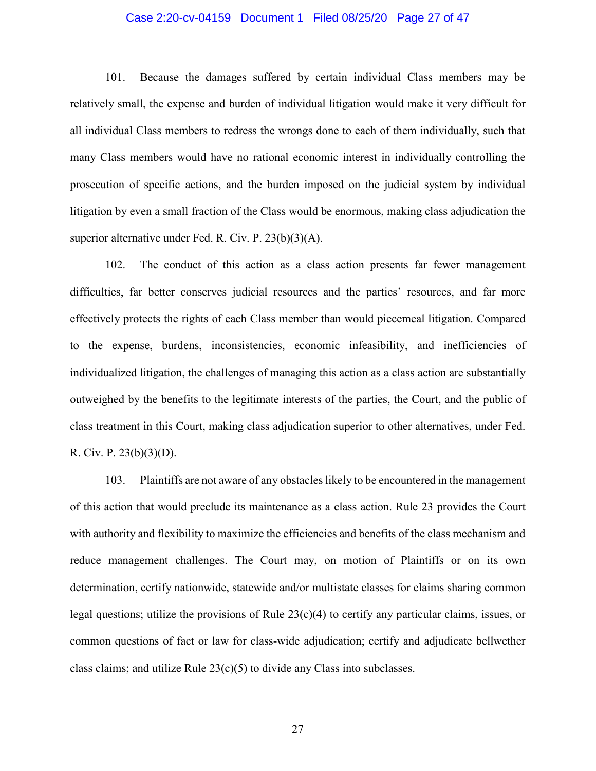101. Because the damages suffered by certain individual Class members may be relatively small, the expense and burden of individual litigation would make it very difficult for all individual Class members to redress the wrongs done to each of them individually, such that many Class members would have no rational economic interest in individually controlling the prosecution of specific actions, and the burden imposed on the judicial system by individual litigation by even a small fraction of the Class would be enormous, making class adjudication the superior alternative under Fed. R. Civ. P. 23(b)(3)(A).

102. The conduct of this action as a class action presents far fewer management difficulties, far better conserves judicial resources and the parties' resources, and far more effectively protects the rights of each Class member than would piecemeal litigation. Compared to the expense, burdens, inconsistencies, economic infeasibility, and inefficiencies of individualized litigation, the challenges of managing this action as a class action are substantially outweighed by the benefits to the legitimate interests of the parties, the Court, and the public of class treatment in this Court, making class adjudication superior to other alternatives, under Fed. R. Civ. P. 23(b)(3)(D).

103. Plaintiffs are not aware of any obstacles likely to be encountered in the management of this action that would preclude its maintenance as a class action. Rule 23 provides the Court with authority and flexibility to maximize the efficiencies and benefits of the class mechanism and reduce management challenges. The Court may, on motion of Plaintiffs or on its own determination, certify nationwide, statewide and/or multistate classes for claims sharing common legal questions; utilize the provisions of Rule 23(c)(4) to certify any particular claims, issues, or common questions of fact or law for class-wide adjudication; certify and adjudicate bellwether class claims; and utilize Rule 23(c)(5) to divide any Class into subclasses.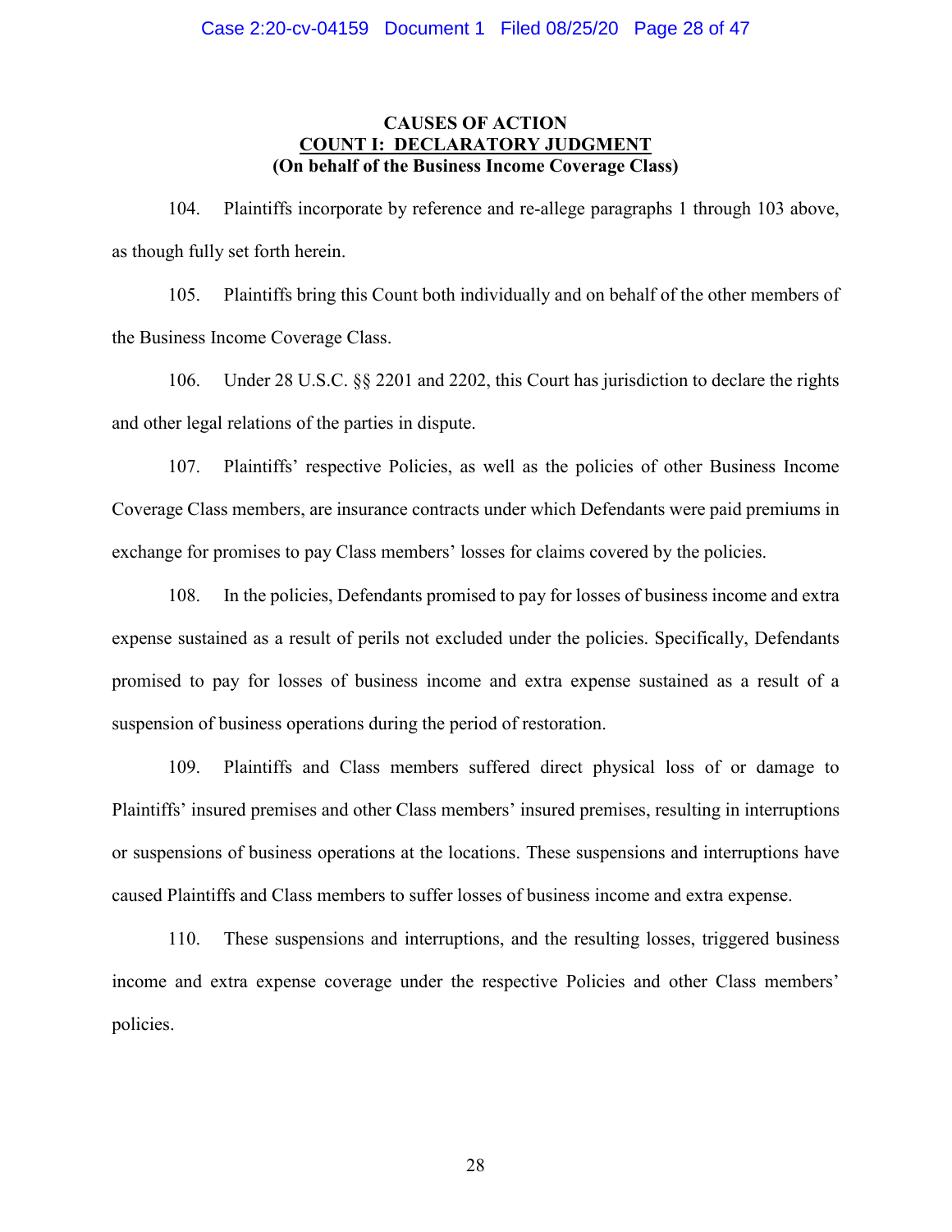**CAUSES OF ACTION**

**COUNT I: DECLARATORY JUDGMENT**

**(On behalf of the Business Income Coverage Class)**

104. Plaintiffs incorporate by reference and re-allege paragraphs 1 through 103 above, as though fully set forth herein.

105. Plaintiffs bring this Count both individually and on behalf of the other members of the Business Income Coverage Class.

106. Under 28 U.S.C. §§ 2201 and 2202, this Court has jurisdiction to declare the rights and other legal relations of the parties in dispute.

107. Plaintiffs' respective Policies, as well as the policies of other Business Income Coverage Class members, are insurance contracts under which Defendants were paid premiums in exchange for promises to pay Class members' losses for claims covered by the policies.

108. In the policies, Defendants promised to pay for losses of business income and extra expense sustained as a result of perils not excluded under the policies. Specifically, Defendants promised to pay for losses of business income and extra expense sustained as a result of a suspension of business operations during the period of restoration.

109. Plaintiffs and Class members suffered direct physical loss of or damage to Plaintiffs' insured premises and other Class members' insured premises, resulting in interruptions or suspensions of business operations at the locations. These suspensions and interruptions have caused Plaintiffs and Class members to suffer losses of business income and extra expense.

110. These suspensions and interruptions, and the resulting losses, triggered business income and extra expense coverage under the respective Policies and other Class members' policies.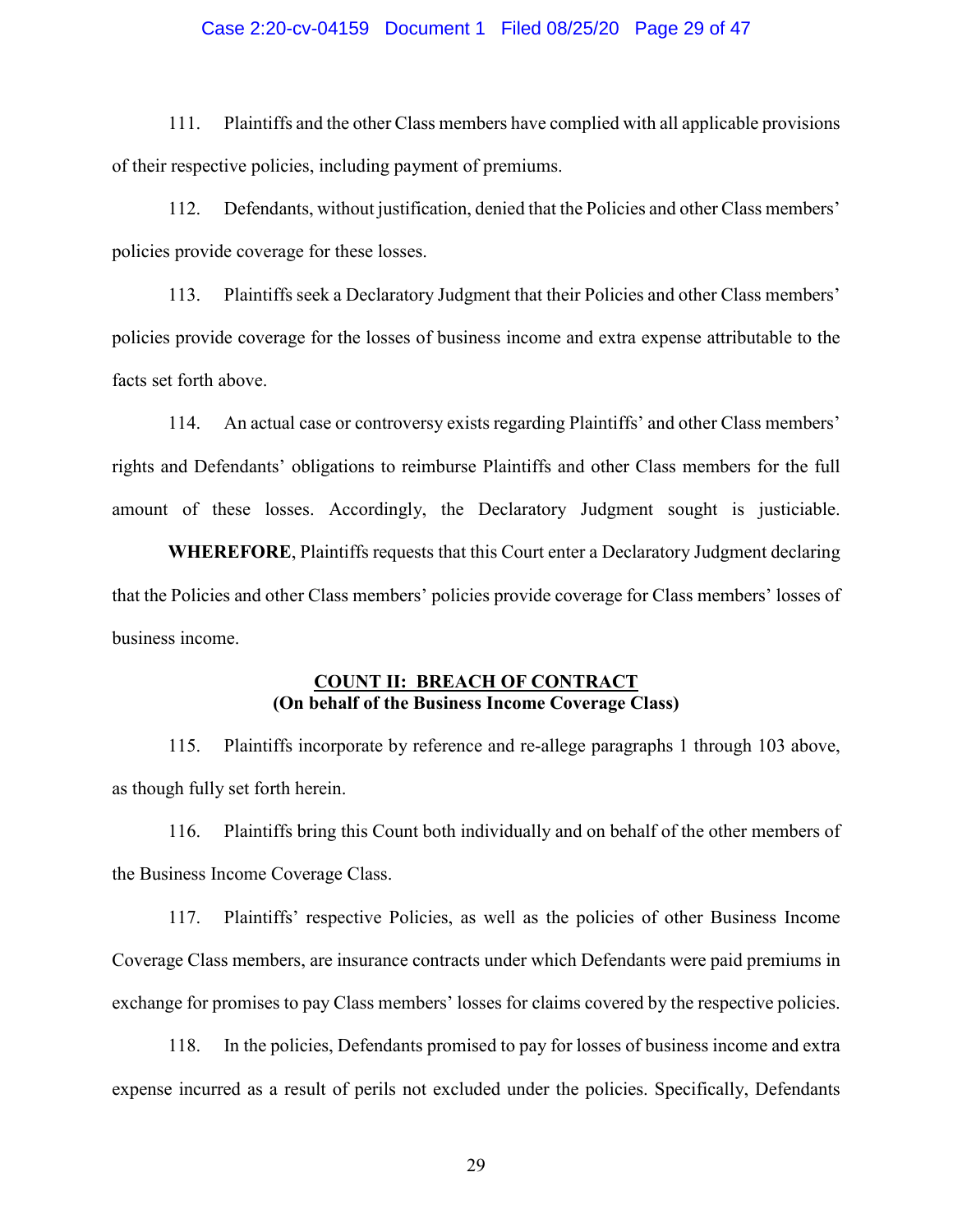111. Plaintiffs and the other Class members have complied with all applicable provisions of their respective policies, including payment of premiums.

112. Defendants, without justification, denied that the Policies and other Class members' policies provide coverage for these losses.

113. Plaintiffs seek a Declaratory Judgment that their Policies and other Class members' policies provide coverage for the losses of business income and extra expense attributable to the facts set forth above.

114. An actual case or controversy exists regarding Plaintiffs' and other Class members' rights and Defendants' obligations to reimburse Plaintiffs and other Class members for the full amount of these losses. Accordingly, the Declaratory Judgment sought is justiciable.

**WHEREFORE**, Plaintiffs requests that this Court enter a Declaratory Judgment declaring that the Policies and other Class members' policies provide coverage for Class members' losses of business income.

**<u>COUNT II: BREACH OF CONTRACT</u>**
**(On behalf of the Business Income Coverage Class)**

115. Plaintiffs incorporate by reference and re-allege paragraphs 1 through 103 above, as though fully set forth herein.

116. Plaintiffs bring this Count both individually and on behalf of the other members of the Business Income Coverage Class.

117. Plaintiffs' respective Policies, as well as the policies of other Business Income Coverage Class members, are insurance contracts under which Defendants were paid premiums in exchange for promises to pay Class members' losses for claims covered by the respective policies.

118. In the policies, Defendants promised to pay for losses of business income and extra expense incurred as a result of perils not excluded under the policies. Specifically, Defendants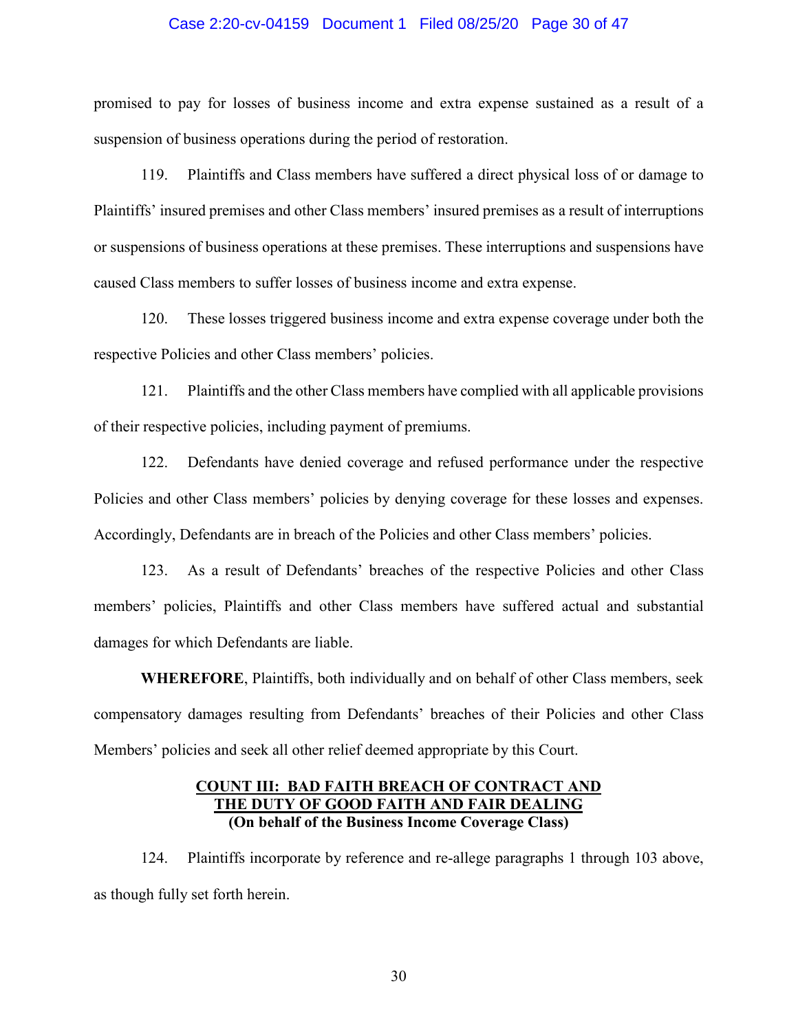promised to pay for losses of business income and extra expense sustained as a result of a suspension of business operations during the period of restoration.

119. Plaintiffs and Class members have suffered a direct physical loss of or damage to Plaintiffs' insured premises and other Class members' insured premises as a result of interruptions or suspensions of business operations at these premises. These interruptions and suspensions have caused Class members to suffer losses of business income and extra expense.

120. These losses triggered business income and extra expense coverage under both the respective Policies and other Class members' policies.

121. Plaintiffs and the other Class members have complied with all applicable provisions of their respective policies, including payment of premiums.

122. Defendants have denied coverage and refused performance under the respective Policies and other Class members' policies by denying coverage for these losses and expenses. Accordingly, Defendants are in breach of the Policies and other Class members' policies.

123. As a result of Defendants' breaches of the respective Policies and other Class members' policies, Plaintiffs and other Class members have suffered actual and substantial damages for which Defendants are liable.

**WHEREFORE**, Plaintiffs, both individually and on behalf of other Class members, seek compensatory damages resulting from Defendants' breaches of their Policies and other Class Members' policies and seek all other relief deemed appropriate by this Court.

## COUNT III: BAD FAITH BREACH OF CONTRACT AND THE DUTY OF GOOD FAITH AND FAIR DEALING
**(On behalf of the Business Income Coverage Class)**

124. Plaintiffs incorporate by reference and re-allege paragraphs 1 through 103 above, as though fully set forth herein.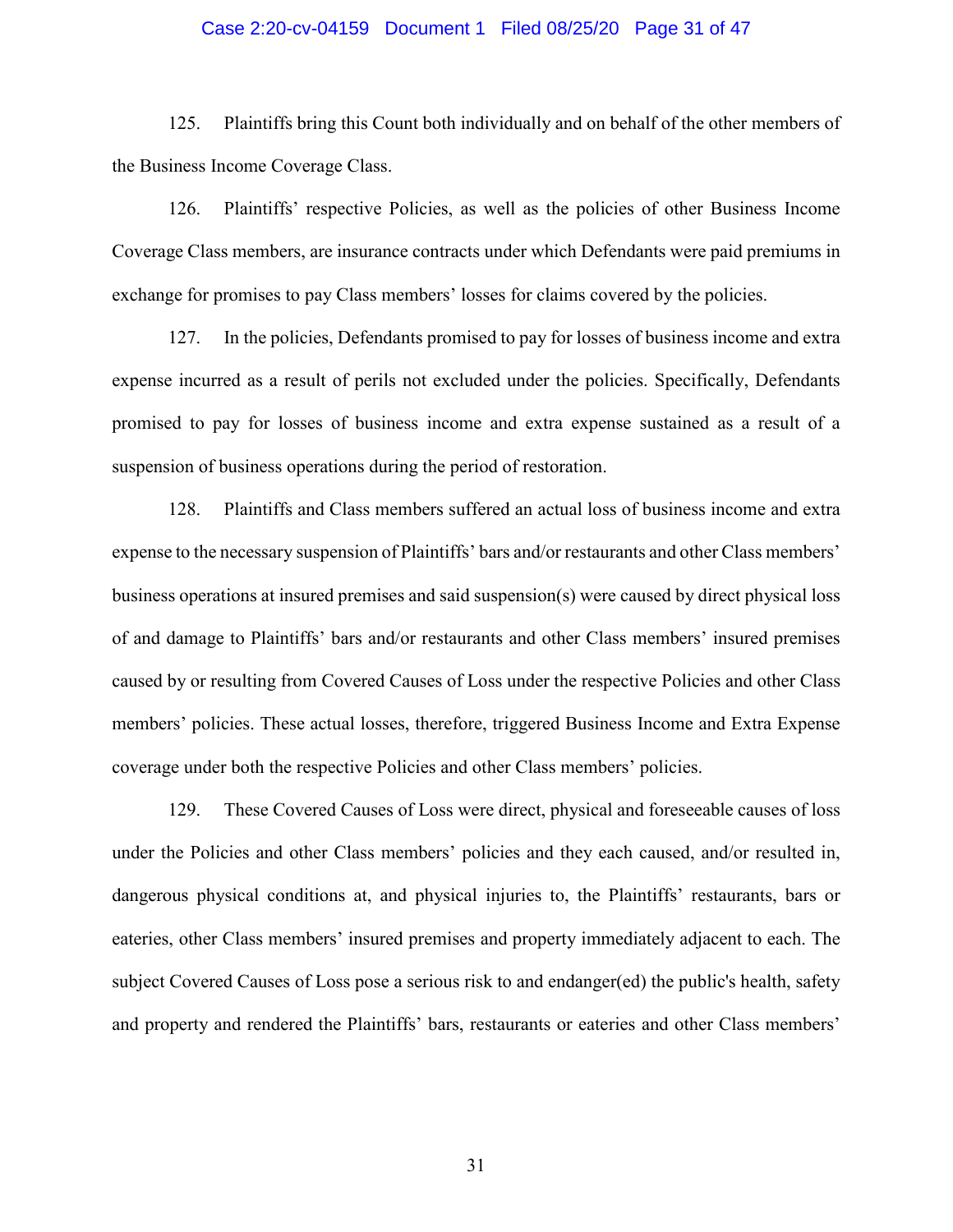125. Plaintiffs bring this Count both individually and on behalf of the other members of the Business Income Coverage Class.

126. Plaintiffs' respective Policies, as well as the policies of other Business Income Coverage Class members, are insurance contracts under which Defendants were paid premiums in exchange for promises to pay Class members' losses for claims covered by the policies.

127. In the policies, Defendants promised to pay for losses of business income and extra expense incurred as a result of perils not excluded under the policies. Specifically, Defendants promised to pay for losses of business income and extra expense sustained as a result of a suspension of business operations during the period of restoration.

128. Plaintiffs and Class members suffered an actual loss of business income and extra expense to the necessary suspension of Plaintiffs' bars and/or restaurants and other Class members' business operations at insured premises and said suspension(s) were caused by direct physical loss of and damage to Plaintiffs' bars and/or restaurants and other Class members' insured premises caused by or resulting from Covered Causes of Loss under the respective Policies and other Class members' policies. These actual losses, therefore, triggered Business Income and Extra Expense coverage under both the respective Policies and other Class members' policies.

129. These Covered Causes of Loss were direct, physical and foreseeable causes of loss under the Policies and other Class members' policies and they each caused, and/or resulted in, dangerous physical conditions at, and physical injuries to, the Plaintiffs' restaurants, bars or eateries, other Class members' insured premises and property immediately adjacent to each. The subject Covered Causes of Loss pose a serious risk to and endanger(ed) the public's health, safety and property and rendered the Plaintiffs' bars, restaurants or eateries and other Class members'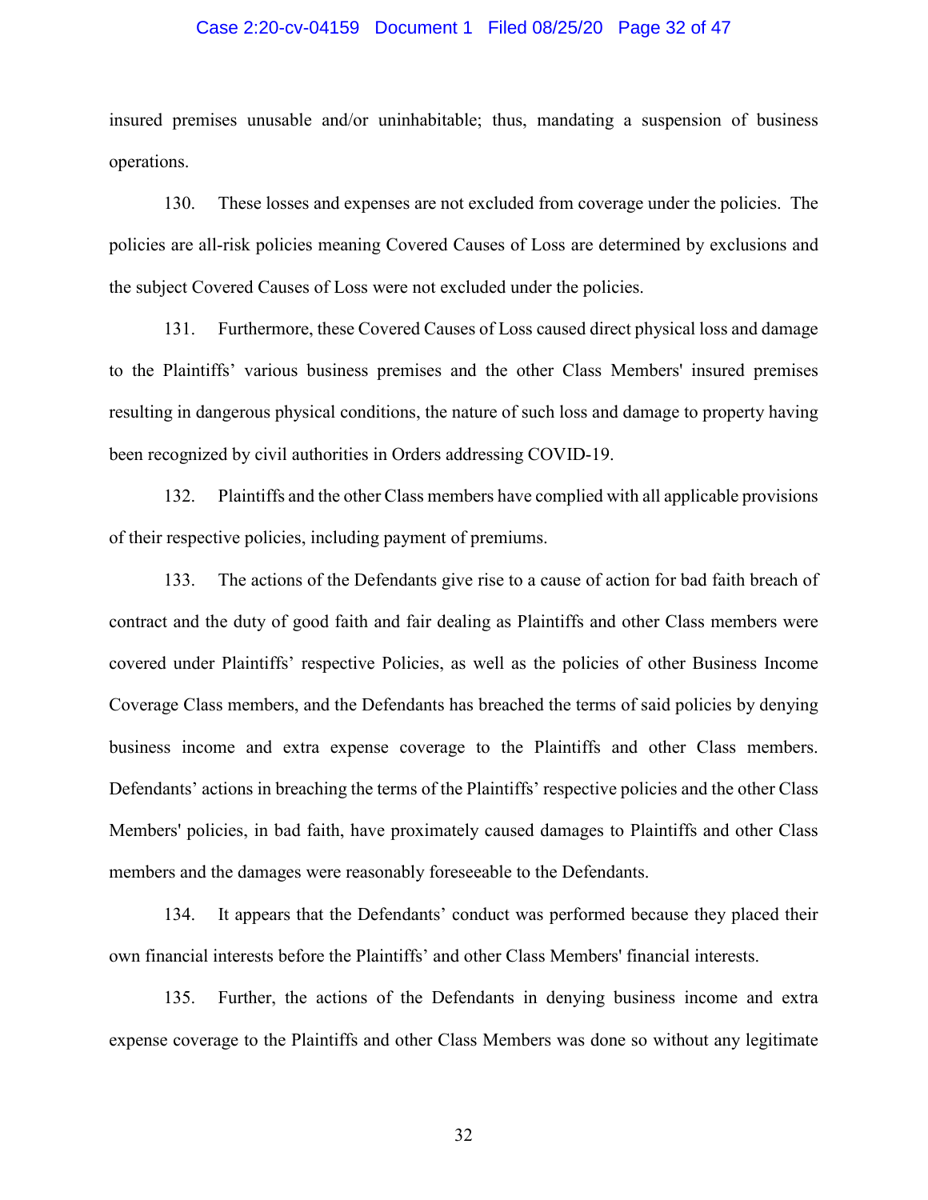insured premises unusable and/or uninhabitable; thus, mandating a suspension of business operations.

130. These losses and expenses are not excluded from coverage under the policies. The policies are all-risk policies meaning Covered Causes of Loss are determined by exclusions and the subject Covered Causes of Loss were not excluded under the policies.

131. Furthermore, these Covered Causes of Loss caused direct physical loss and damage to the Plaintiffs' various business premises and the other Class Members' insured premises resulting in dangerous physical conditions, the nature of such loss and damage to property having been recognized by civil authorities in Orders addressing COVID-19.

132. Plaintiffs and the other Class members have complied with all applicable provisions of their respective policies, including payment of premiums.

133. The actions of the Defendants give rise to a cause of action for bad faith breach of contract and the duty of good faith and fair dealing as Plaintiffs and other Class members were covered under Plaintiffs' respective Policies, as well as the policies of other Business Income Coverage Class members, and the Defendants has breached the terms of said policies by denying business income and extra expense coverage to the Plaintiffs and other Class members. Defendants' actions in breaching the terms of the Plaintiffs' respective policies and the other Class Members' policies, in bad faith, have proximately caused damages to Plaintiffs and other Class members and the damages were reasonably foreseeable to the Defendants.

134. It appears that the Defendants' conduct was performed because they placed their own financial interests before the Plaintiffs' and other Class Members' financial interests.

135. Further, the actions of the Defendants in denying business income and extra expense coverage to the Plaintiffs and other Class Members was done so without any legitimate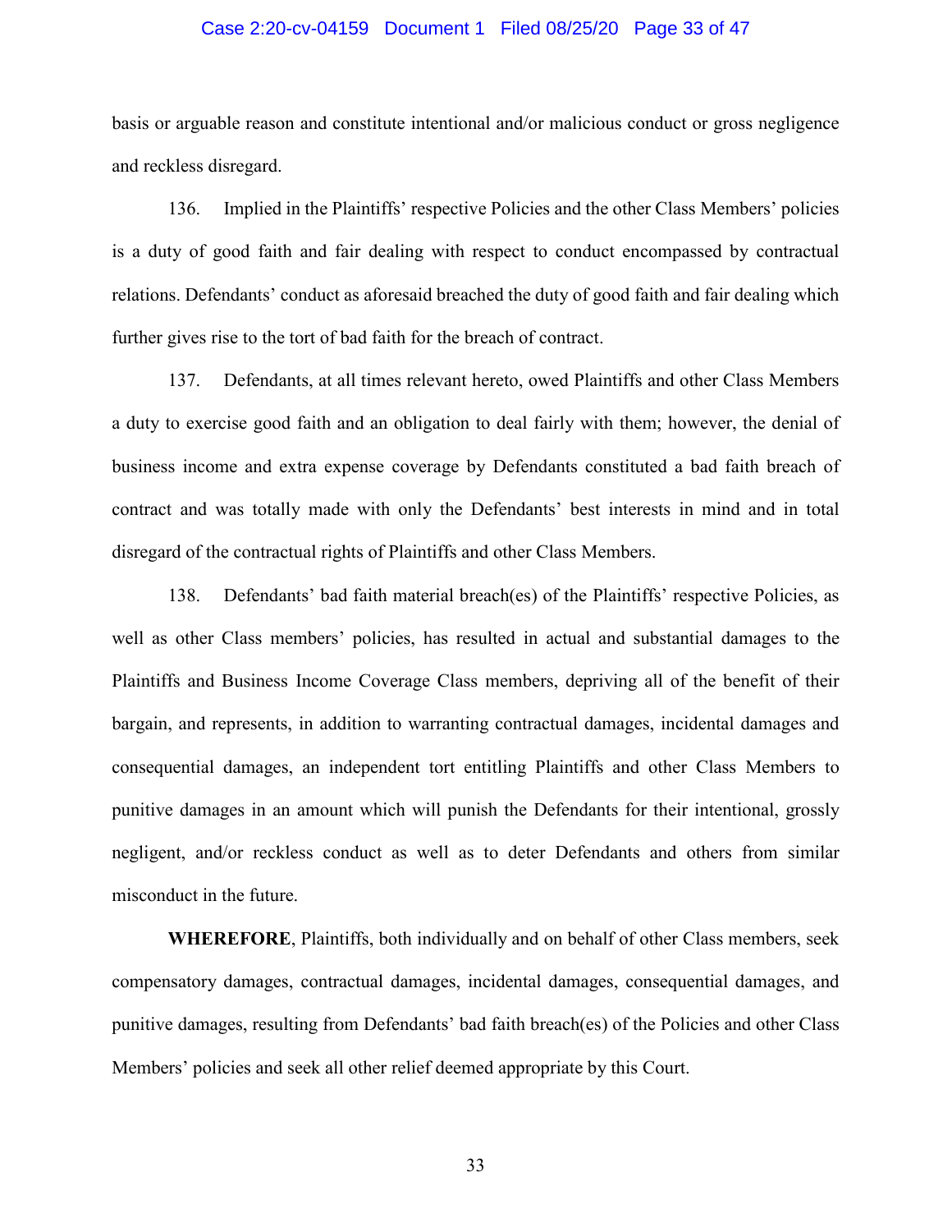basis or arguable reason and constitute intentional and/or malicious conduct or gross negligence and reckless disregard.

136. Implied in the Plaintiffs' respective Policies and the other Class Members' policies is a duty of good faith and fair dealing with respect to conduct encompassed by contractual relations. Defendants' conduct as aforesaid breached the duty of good faith and fair dealing which further gives rise to the tort of bad faith for the breach of contract.

137. Defendants, at all times relevant hereto, owed Plaintiffs and other Class Members a duty to exercise good faith and an obligation to deal fairly with them; however, the denial of business income and extra expense coverage by Defendants constituted a bad faith breach of contract and was totally made with only the Defendants' best interests in mind and in total disregard of the contractual rights of Plaintiffs and other Class Members.

138. Defendants' bad faith material breach(es) of the Plaintiffs' respective Policies, as well as other Class members' policies, has resulted in actual and substantial damages to the Plaintiffs and Business Income Coverage Class members, depriving all of the benefit of their bargain, and represents, in addition to warranting contractual damages, incidental damages and consequential damages, an independent tort entitling Plaintiffs and other Class Members to punitive damages in an amount which will punish the Defendants for their intentional, grossly negligent, and/or reckless conduct as well as to deter Defendants and others from similar misconduct in the future.

**WHEREFORE**, Plaintiffs, both individually and on behalf of other Class members, seek compensatory damages, contractual damages, incidental damages, consequential damages, and punitive damages, resulting from Defendants' bad faith breach(es) of the Policies and other Class Members' policies and seek all other relief deemed appropriate by this Court.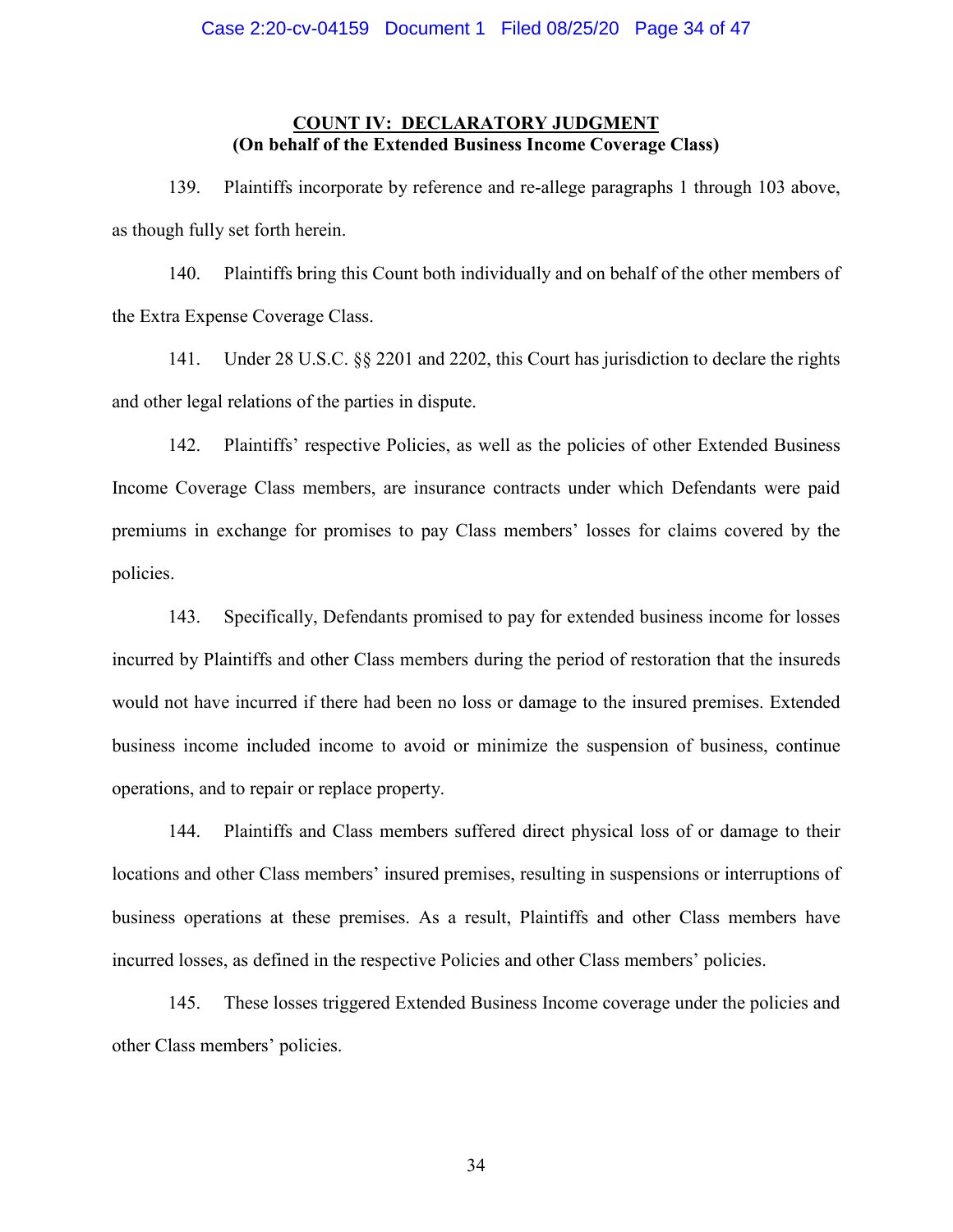**COUNT IV: DECLARATORY JUDGMENT**
**(On behalf of the Extended Business Income Coverage Class)**

139. Plaintiffs incorporate by reference and re-allege paragraphs 1 through 103 above, as though fully set forth herein.

140. Plaintiffs bring this Count both individually and on behalf of the other members of the Extra Expense Coverage Class.

141. Under 28 U.S.C. §§ 2201 and 2202, this Court has jurisdiction to declare the rights and other legal relations of the parties in dispute.

142. Plaintiffs' respective Policies, as well as the policies of other Extended Business Income Coverage Class members, are insurance contracts under which Defendants were paid premiums in exchange for promises to pay Class members' losses for claims covered by the policies.

143. Specifically, Defendants promised to pay for extended business income for losses incurred by Plaintiffs and other Class members during the period of restoration that the insureds would not have incurred if there had been no loss or damage to the insured premises. Extended business income included income to avoid or minimize the suspension of business, continue operations, and to repair or replace property.

144. Plaintiffs and Class members suffered direct physical loss of or damage to their locations and other Class members' insured premises, resulting in suspensions or interruptions of business operations at these premises. As a result, Plaintiffs and other Class members have incurred losses, as defined in the respective Policies and other Class members' policies.

145. These losses triggered Extended Business Income coverage under the policies and other Class members' policies.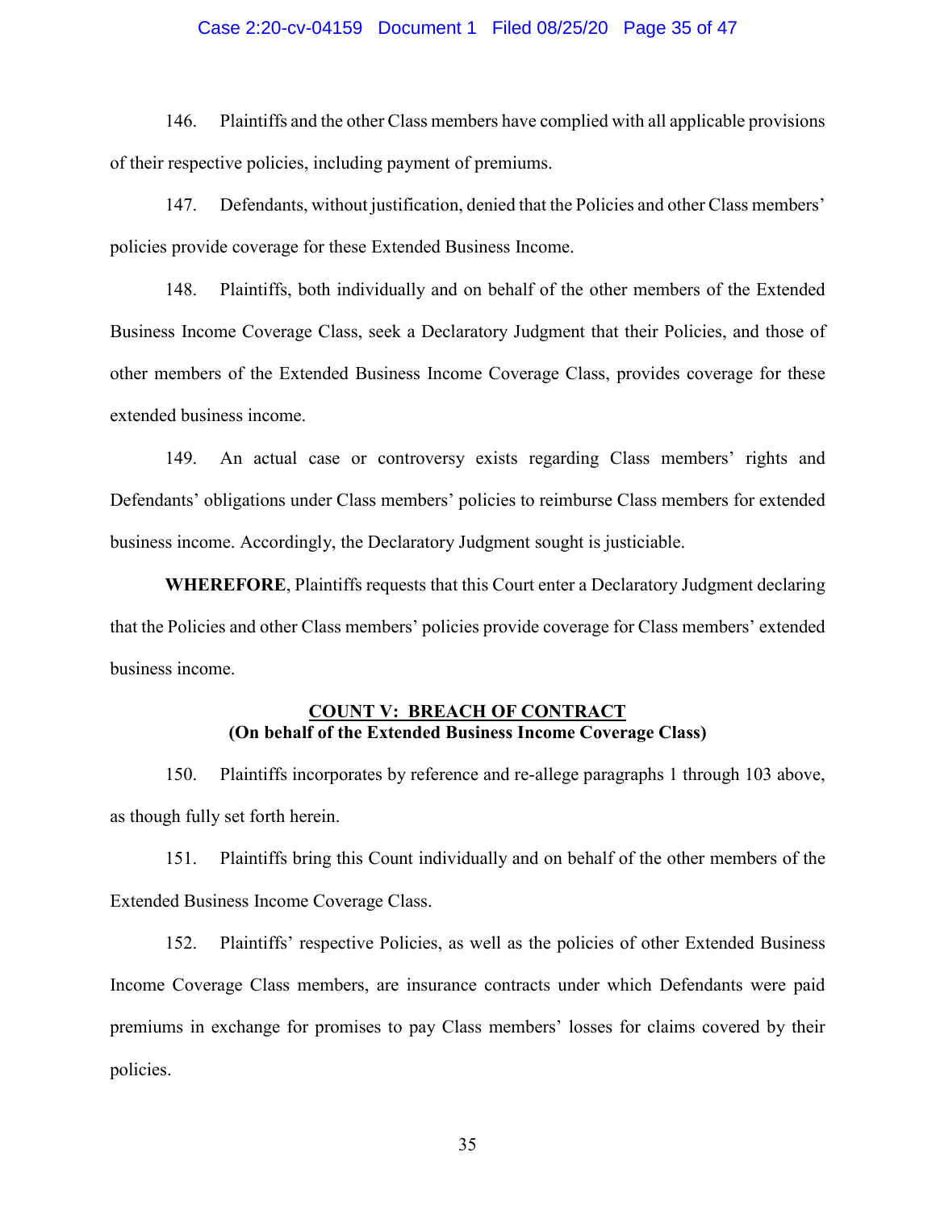146. Plaintiffs and the other Class members have complied with all applicable provisions of their respective policies, including payment of premiums.

147. Defendants, without justification, denied that the Policies and other Class members' policies provide coverage for these Extended Business Income.

148. Plaintiffs, both individually and on behalf of the other members of the Extended Business Income Coverage Class, seek a Declaratory Judgment that their Policies, and those of other members of the Extended Business Income Coverage Class, provides coverage for these extended business income.

149. An actual case or controversy exists regarding Class members' rights and Defendants' obligations under Class members' policies to reimburse Class members for extended business income. Accordingly, the Declaratory Judgment sought is justiciable.

**WHEREFORE**, Plaintiffs requests that this Court enter a Declaratory Judgment declaring that the Policies and other Class members' policies provide coverage for Class members' extended business income.

**COUNT V: BREACH OF CONTRACT**
**(On behalf of the Extended Business Income Coverage Class)**

150. Plaintiffs incorporates by reference and re-allege paragraphs 1 through 103 above, as though fully set forth herein.

151. Plaintiffs bring this Count individually and on behalf of the other members of the Extended Business Income Coverage Class.

152. Plaintiffs' respective Policies, as well as the policies of other Extended Business Income Coverage Class members, are insurance contracts under which Defendants were paid premiums in exchange for promises to pay Class members' losses for claims covered by their policies.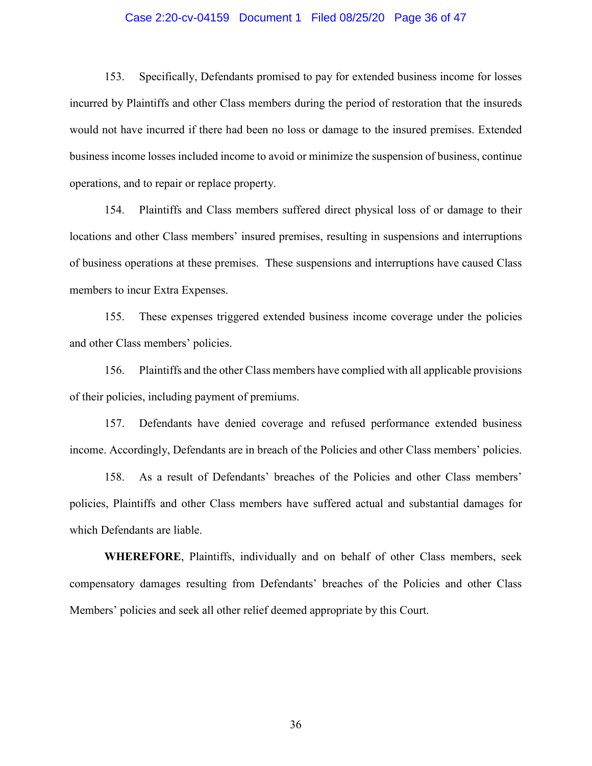153. Specifically, Defendants promised to pay for extended business income for losses incurred by Plaintiffs and other Class members during the period of restoration that the insureds would not have incurred if there had been no loss or damage to the insured premises. Extended business income losses included income to avoid or minimize the suspension of business, continue operations, and to repair or replace property.

154. Plaintiffs and Class members suffered direct physical loss of or damage to their locations and other Class members' insured premises, resulting in suspensions and interruptions of business operations at these premises. These suspensions and interruptions have caused Class members to incur Extra Expenses.

155. These expenses triggered extended business income coverage under the policies and other Class members' policies.

156. Plaintiffs and the other Class members have complied with all applicable provisions of their policies, including payment of premiums.

157. Defendants have denied coverage and refused performance extended business income. Accordingly, Defendants are in breach of the Policies and other Class members' policies.

158. As a result of Defendants' breaches of the Policies and other Class members' policies, Plaintiffs and other Class members have suffered actual and substantial damages for which Defendants are liable.

**WHEREFORE**, Plaintiffs, individually and on behalf of other Class members, seek compensatory damages resulting from Defendants' breaches of the Policies and other Class Members' policies and seek all other relief deemed appropriate by this Court.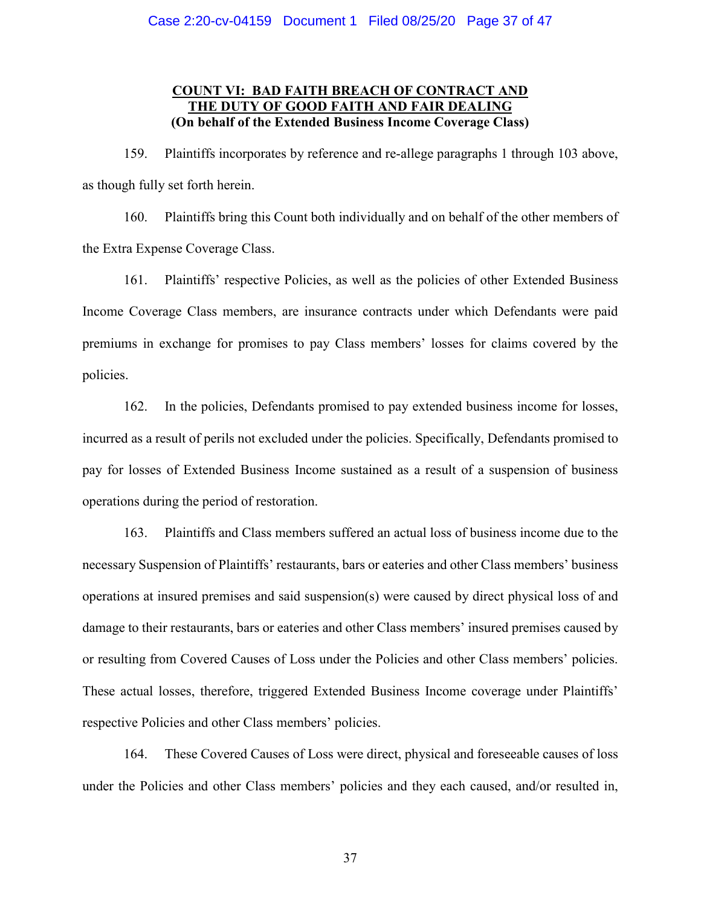**COUNT VI: BAD FAITH BREACH OF CONTRACT AND THE DUTY OF GOOD FAITH AND FAIR DEALING**
**(On behalf of the Extended Business Income Coverage Class)**

159. Plaintiffs incorporates by reference and re-allege paragraphs 1 through 103 above, as though fully set forth herein.

160. Plaintiffs bring this Count both individually and on behalf of the other members of the Extra Expense Coverage Class.

161. Plaintiffs' respective Policies, as well as the policies of other Extended Business Income Coverage Class members, are insurance contracts under which Defendants were paid premiums in exchange for promises to pay Class members' losses for claims covered by the policies.

162. In the policies, Defendants promised to pay extended business income for losses, incurred as a result of perils not excluded under the policies. Specifically, Defendants promised to pay for losses of Extended Business Income sustained as a result of a suspension of business operations during the period of restoration.

163. Plaintiffs and Class members suffered an actual loss of business income due to the necessary Suspension of Plaintiffs' restaurants, bars or eateries and other Class members' business operations at insured premises and said suspension(s) were caused by direct physical loss of and damage to their restaurants, bars or eateries and other Class members' insured premises caused by or resulting from Covered Causes of Loss under the Policies and other Class members' policies. These actual losses, therefore, triggered Extended Business Income coverage under Plaintiffs' respective Policies and other Class members' policies.

164. These Covered Causes of Loss were direct, physical and foreseeable causes of loss under the Policies and other Class members' policies and they each caused, and/or resulted in,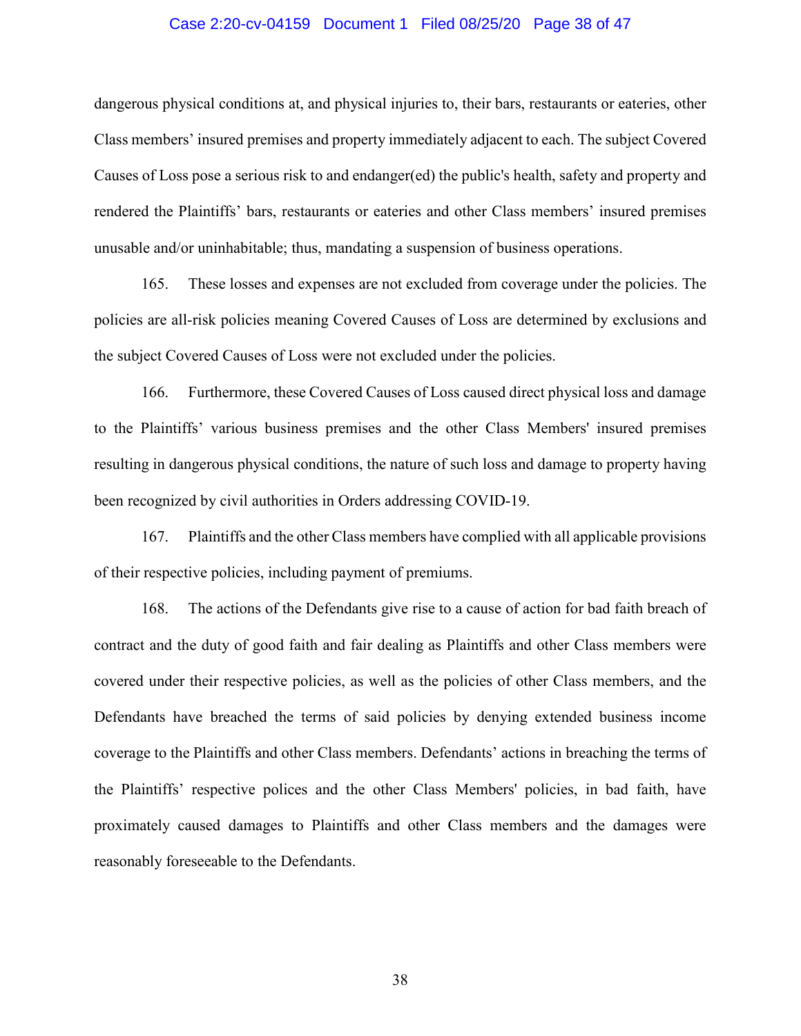dangerous physical conditions at, and physical injuries to, their bars, restaurants or eateries, other Class members' insured premises and property immediately adjacent to each. The subject Covered Causes of Loss pose a serious risk to and endanger(ed) the public's health, safety and property and rendered the Plaintiffs' bars, restaurants or eateries and other Class members' insured premises unusable and/or uninhabitable; thus, mandating a suspension of business operations.

165. These losses and expenses are not excluded from coverage under the policies. The policies are all-risk policies meaning Covered Causes of Loss are determined by exclusions and the subject Covered Causes of Loss were not excluded under the policies.

166. Furthermore, these Covered Causes of Loss caused direct physical loss and damage to the Plaintiffs' various business premises and the other Class Members' insured premises resulting in dangerous physical conditions, the nature of such loss and damage to property having been recognized by civil authorities in Orders addressing COVID-19.

167. Plaintiffs and the other Class members have complied with all applicable provisions of their respective policies, including payment of premiums.

168. The actions of the Defendants give rise to a cause of action for bad faith breach of contract and the duty of good faith and fair dealing as Plaintiffs and other Class members were covered under their respective policies, as well as the policies of other Class members, and the Defendants have breached the terms of said policies by denying extended business income coverage to the Plaintiffs and other Class members. Defendants' actions in breaching the terms of the Plaintiffs' respective polices and the other Class Members' policies, in bad faith, have proximately caused damages to Plaintiffs and other Class members and the damages were reasonably foreseeable to the Defendants.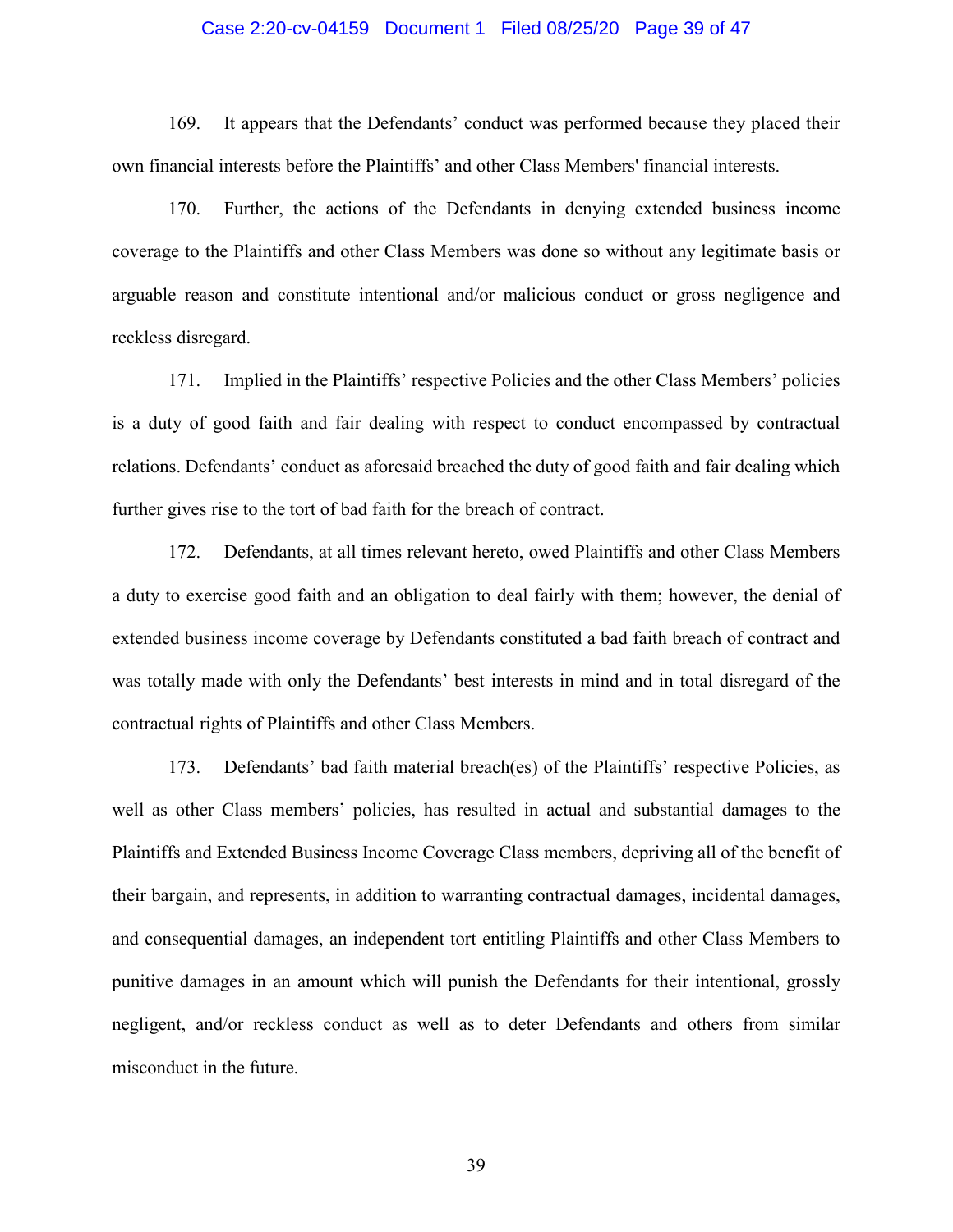169. It appears that the Defendants' conduct was performed because they placed their own financial interests before the Plaintiffs' and other Class Members' financial interests.

170. Further, the actions of the Defendants in denying extended business income coverage to the Plaintiffs and other Class Members was done so without any legitimate basis or arguable reason and constitute intentional and/or malicious conduct or gross negligence and reckless disregard.

171. Implied in the Plaintiffs' respective Policies and the other Class Members' policies is a duty of good faith and fair dealing with respect to conduct encompassed by contractual relations. Defendants' conduct as aforesaid breached the duty of good faith and fair dealing which further gives rise to the tort of bad faith for the breach of contract.

172. Defendants, at all times relevant hereto, owed Plaintiffs and other Class Members a duty to exercise good faith and an obligation to deal fairly with them; however, the denial of extended business income coverage by Defendants constituted a bad faith breach of contract and was totally made with only the Defendants' best interests in mind and in total disregard of the contractual rights of Plaintiffs and other Class Members.

173. Defendants' bad faith material breach(es) of the Plaintiffs' respective Policies, as well as other Class members' policies, has resulted in actual and substantial damages to the Plaintiffs and Extended Business Income Coverage Class members, depriving all of the benefit of their bargain, and represents, in addition to warranting contractual damages, incidental damages, and consequential damages, an independent tort entitling Plaintiffs and other Class Members to punitive damages in an amount which will punish the Defendants for their intentional, grossly negligent, and/or reckless conduct as well as to deter Defendants and others from similar misconduct in the future.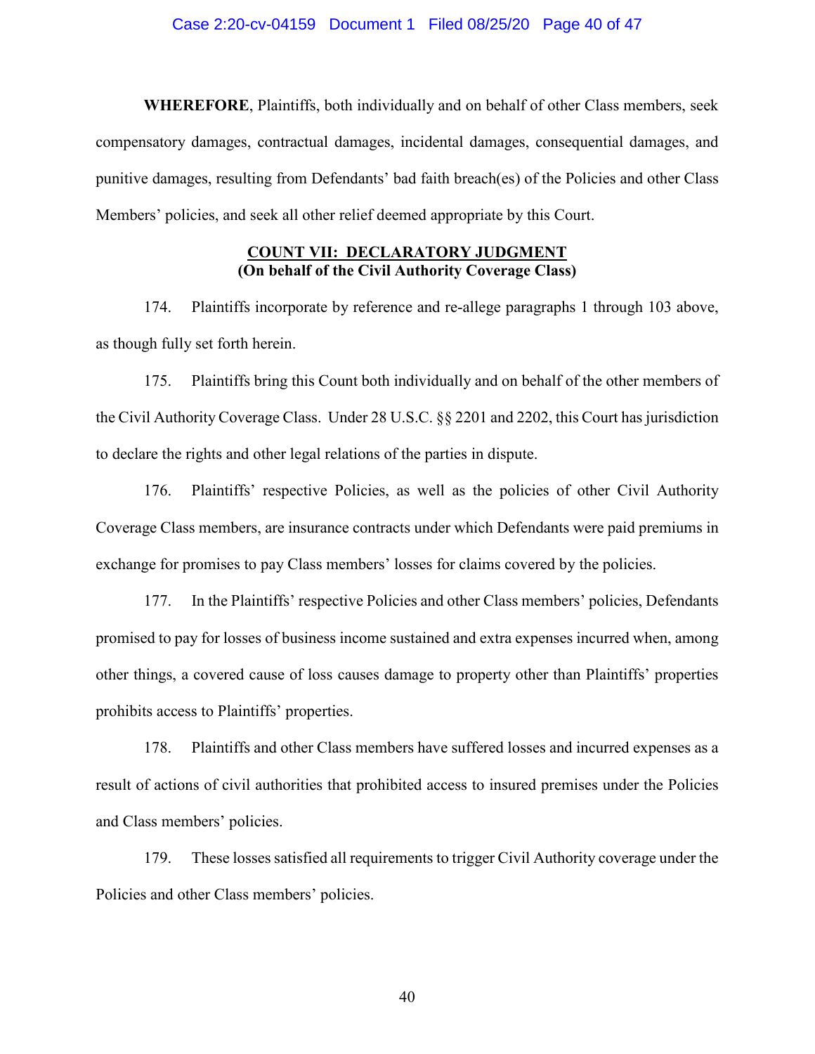**WHEREFORE**, Plaintiffs, both individually and on behalf of other Class members, seek compensatory damages, contractual damages, incidental damages, consequential damages, and punitive damages, resulting from Defendants' bad faith breach(es) of the Policies and other Class Members' policies, and seek all other relief deemed appropriate by this Court.

## **<u>COUNT VII: DECLARATORY JUDGMENT</u>**
**(On behalf of the Civil Authority Coverage Class)**

174. Plaintiffs incorporate by reference and re-allege paragraphs 1 through 103 above, as though fully set forth herein.

175. Plaintiffs bring this Count both individually and on behalf of the other members of the Civil Authority Coverage Class. Under 28 U.S.C. §§ 2201 and 2202, this Court has jurisdiction to declare the rights and other legal relations of the parties in dispute.

176. Plaintiffs' respective Policies, as well as the policies of other Civil Authority Coverage Class members, are insurance contracts under which Defendants were paid premiums in exchange for promises to pay Class members' losses for claims covered by the policies.

177. In the Plaintiffs' respective Policies and other Class members' policies, Defendants promised to pay for losses of business income sustained and extra expenses incurred when, among other things, a covered cause of loss causes damage to property other than Plaintiffs' properties prohibits access to Plaintiffs' properties.

178. Plaintiffs and other Class members have suffered losses and incurred expenses as a result of actions of civil authorities that prohibited access to insured premises under the Policies and Class members' policies.

179. These losses satisfied all requirements to trigger Civil Authority coverage under the Policies and other Class members' policies.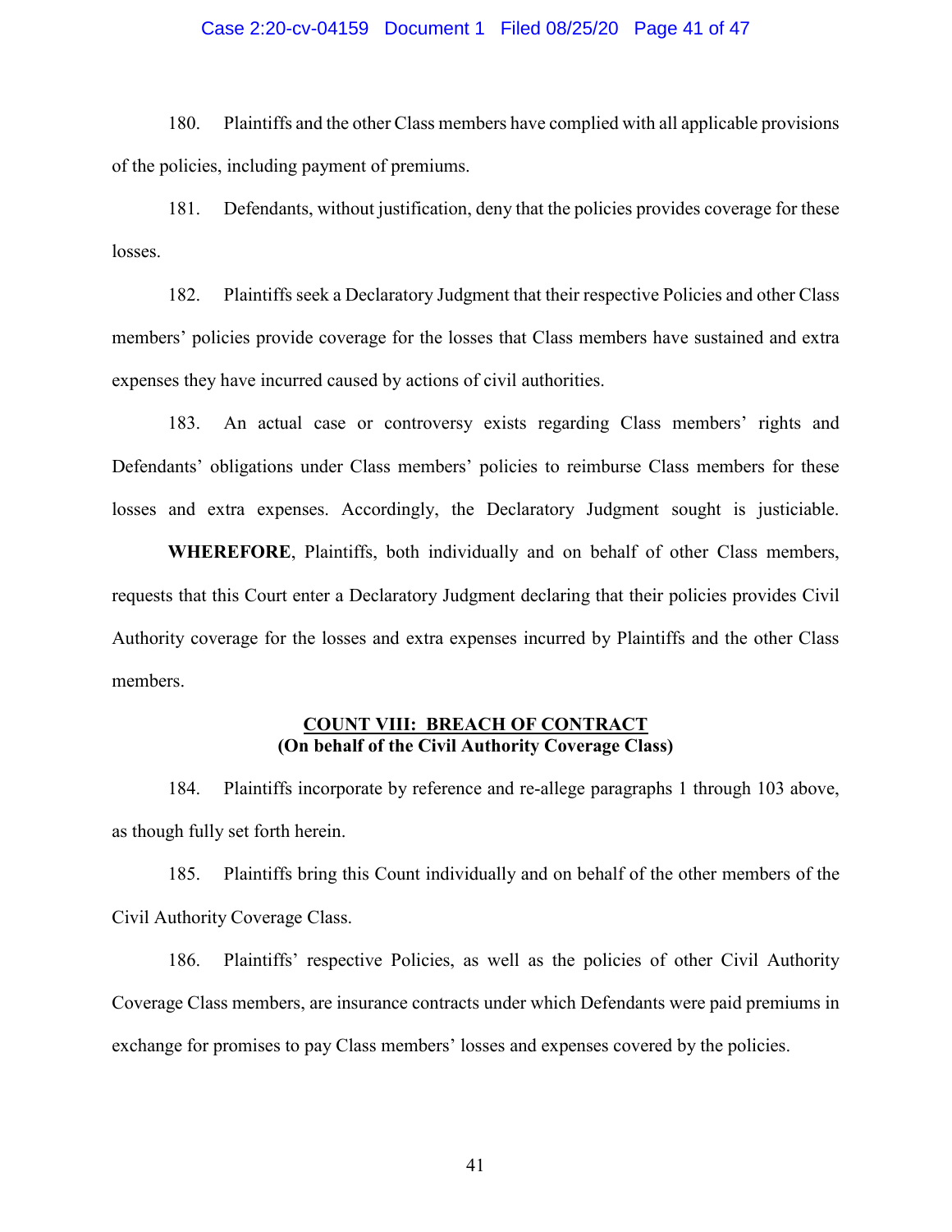180. Plaintiffs and the other Class members have complied with all applicable provisions of the policies, including payment of premiums.

181. Defendants, without justification, deny that the policies provides coverage for these losses.

182. Plaintiffs seek a Declaratory Judgment that their respective Policies and other Class members' policies provide coverage for the losses that Class members have sustained and extra expenses they have incurred caused by actions of civil authorities.

183. An actual case or controversy exists regarding Class members' rights and Defendants' obligations under Class members' policies to reimburse Class members for these losses and extra expenses. Accordingly, the Declaratory Judgment sought is justiciable.

**WHEREFORE**, Plaintiffs, both individually and on behalf of other Class members, requests that this Court enter a Declaratory Judgment declaring that their policies provides Civil Authority coverage for the losses and extra expenses incurred by Plaintiffs and the other Class members.

**COUNT VIII: BREACH OF CONTRACT**
**(On behalf of the Civil Authority Coverage Class)**

184. Plaintiffs incorporate by reference and re-allege paragraphs 1 through 103 above, as though fully set forth herein.

185. Plaintiffs bring this Count individually and on behalf of the other members of the Civil Authority Coverage Class.

186. Plaintiffs' respective Policies, as well as the policies of other Civil Authority Coverage Class members, are insurance contracts under which Defendants were paid premiums in exchange for promises to pay Class members' losses and expenses covered by the policies.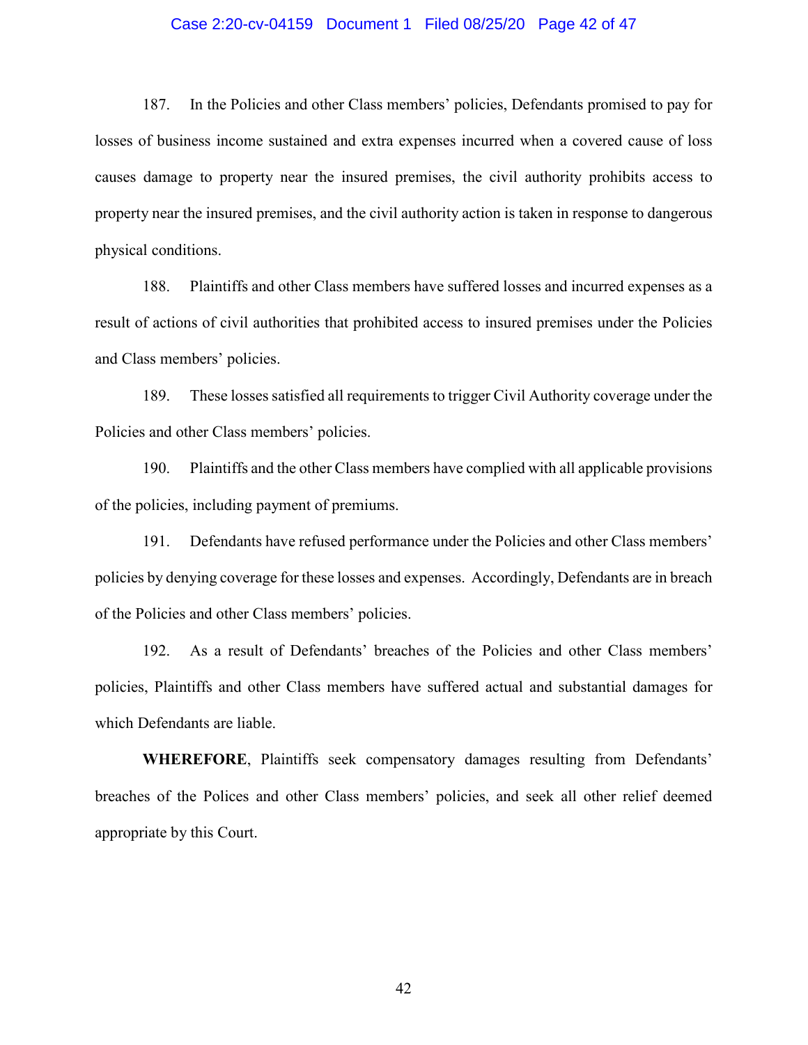187. In the Policies and other Class members' policies, Defendants promised to pay for losses of business income sustained and extra expenses incurred when a covered cause of loss causes damage to property near the insured premises, the civil authority prohibits access to property near the insured premises, and the civil authority action is taken in response to dangerous physical conditions.

188. Plaintiffs and other Class members have suffered losses and incurred expenses as a result of actions of civil authorities that prohibited access to insured premises under the Policies and Class members' policies.

189. These losses satisfied all requirements to trigger Civil Authority coverage under the Policies and other Class members' policies.

190. Plaintiffs and the other Class members have complied with all applicable provisions of the policies, including payment of premiums.

191. Defendants have refused performance under the Policies and other Class members' policies by denying coverage for these losses and expenses. Accordingly, Defendants are in breach of the Policies and other Class members' policies.

192. As a result of Defendants' breaches of the Policies and other Class members' policies, Plaintiffs and other Class members have suffered actual and substantial damages for which Defendants are liable.

**WHEREFORE**, Plaintiffs seek compensatory damages resulting from Defendants' breaches of the Polices and other Class members' policies, and seek all other relief deemed appropriate by this Court.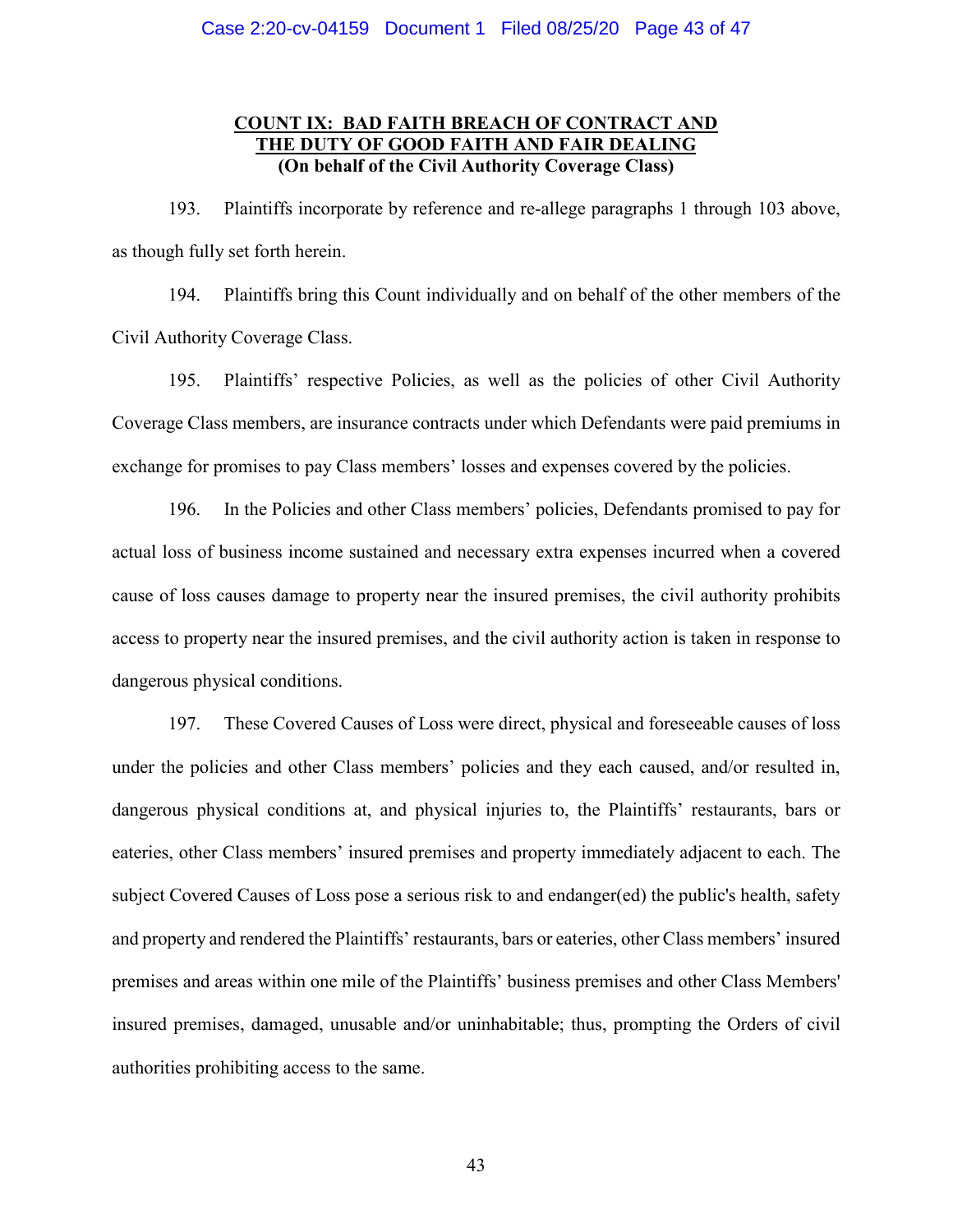## COUNT IX: BAD FAITH BREACH OF CONTRACT AND THE DUTY OF GOOD FAITH AND FAIR DEALING

**(On behalf of the Civil Authority Coverage Class)**

193. Plaintiffs incorporate by reference and re-allege paragraphs 1 through 103 above, as though fully set forth herein.

194. Plaintiffs bring this Count individually and on behalf of the other members of the Civil Authority Coverage Class.

195. Plaintiffs' respective Policies, as well as the policies of other Civil Authority Coverage Class members, are insurance contracts under which Defendants were paid premiums in exchange for promises to pay Class members' losses and expenses covered by the policies.

196. In the Policies and other Class members' policies, Defendants promised to pay for actual loss of business income sustained and necessary extra expenses incurred when a covered cause of loss causes damage to property near the insured premises, the civil authority prohibits access to property near the insured premises, and the civil authority action is taken in response to dangerous physical conditions.

197. These Covered Causes of Loss were direct, physical and foreseeable causes of loss under the policies and other Class members' policies and they each caused, and/or resulted in, dangerous physical conditions at, and physical injuries to, the Plaintiffs' restaurants, bars or eateries, other Class members' insured premises and property immediately adjacent to each. The subject Covered Causes of Loss pose a serious risk to and endanger(ed) the public's health, safety and property and rendered the Plaintiffs' restaurants, bars or eateries, other Class members' insured premises and areas within one mile of the Plaintiffs' business premises and other Class Members' insured premises, damaged, unusable and/or uninhabitable; thus, prompting the Orders of civil authorities prohibiting access to the same.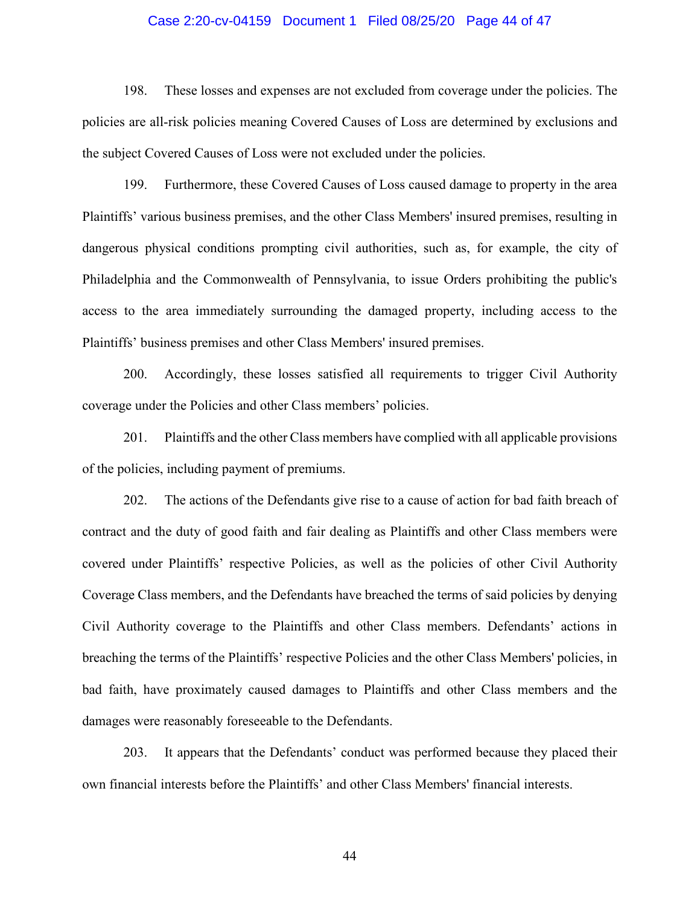198. These losses and expenses are not excluded from coverage under the policies. The policies are all-risk policies meaning Covered Causes of Loss are determined by exclusions and the subject Covered Causes of Loss were not excluded under the policies.

199. Furthermore, these Covered Causes of Loss caused damage to property in the area Plaintiffs' various business premises, and the other Class Members' insured premises, resulting in dangerous physical conditions prompting civil authorities, such as, for example, the city of Philadelphia and the Commonwealth of Pennsylvania, to issue Orders prohibiting the public's access to the area immediately surrounding the damaged property, including access to the Plaintiffs' business premises and other Class Members' insured premises.

200. Accordingly, these losses satisfied all requirements to trigger Civil Authority coverage under the Policies and other Class members' policies.

201. Plaintiffs and the other Class members have complied with all applicable provisions of the policies, including payment of premiums.

202. The actions of the Defendants give rise to a cause of action for bad faith breach of contract and the duty of good faith and fair dealing as Plaintiffs and other Class members were covered under Plaintiffs' respective Policies, as well as the policies of other Civil Authority Coverage Class members, and the Defendants have breached the terms of said policies by denying Civil Authority coverage to the Plaintiffs and other Class members. Defendants' actions in breaching the terms of the Plaintiffs' respective Policies and the other Class Members' policies, in bad faith, have proximately caused damages to Plaintiffs and other Class members and the damages were reasonably foreseeable to the Defendants.

203. It appears that the Defendants' conduct was performed because they placed their own financial interests before the Plaintiffs' and other Class Members' financial interests.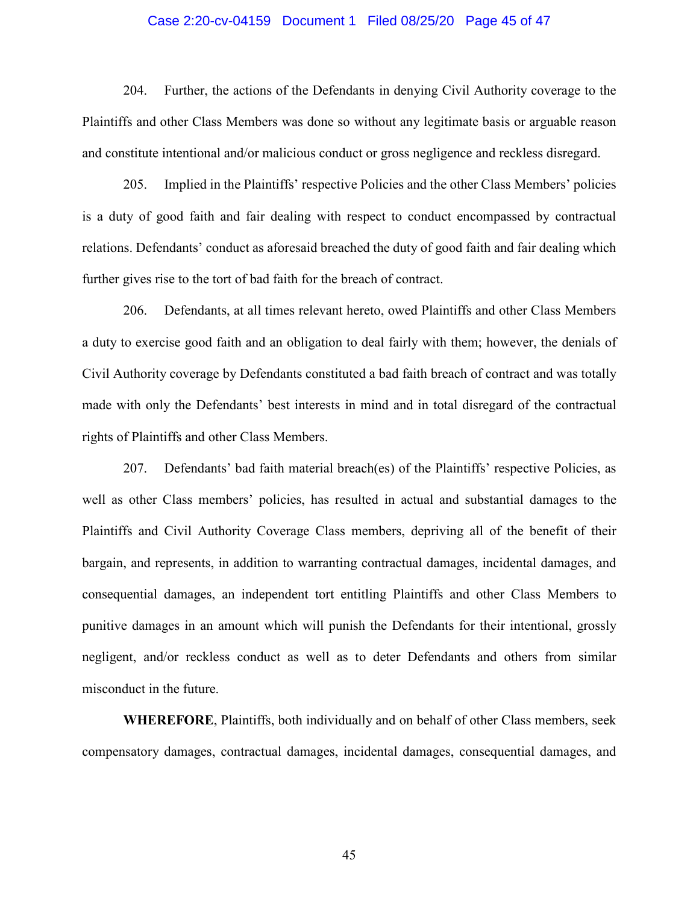204. Further, the actions of the Defendants in denying Civil Authority coverage to the Plaintiffs and other Class Members was done so without any legitimate basis or arguable reason and constitute intentional and/or malicious conduct or gross negligence and reckless disregard.

205. Implied in the Plaintiffs' respective Policies and the other Class Members' policies is a duty of good faith and fair dealing with respect to conduct encompassed by contractual relations. Defendants' conduct as aforesaid breached the duty of good faith and fair dealing which further gives rise to the tort of bad faith for the breach of contract.

206. Defendants, at all times relevant hereto, owed Plaintiffs and other Class Members a duty to exercise good faith and an obligation to deal fairly with them; however, the denials of Civil Authority coverage by Defendants constituted a bad faith breach of contract and was totally made with only the Defendants' best interests in mind and in total disregard of the contractual rights of Plaintiffs and other Class Members.

207. Defendants' bad faith material breach(es) of the Plaintiffs' respective Policies, as well as other Class members' policies, has resulted in actual and substantial damages to the Plaintiffs and Civil Authority Coverage Class members, depriving all of the benefit of their bargain, and represents, in addition to warranting contractual damages, incidental damages, and consequential damages, an independent tort entitling Plaintiffs and other Class Members to punitive damages in an amount which will punish the Defendants for their intentional, grossly negligent, and/or reckless conduct as well as to deter Defendants and others from similar misconduct in the future.

**WHEREFORE**, Plaintiffs, both individually and on behalf of other Class members, seek compensatory damages, contractual damages, incidental damages, consequential damages, and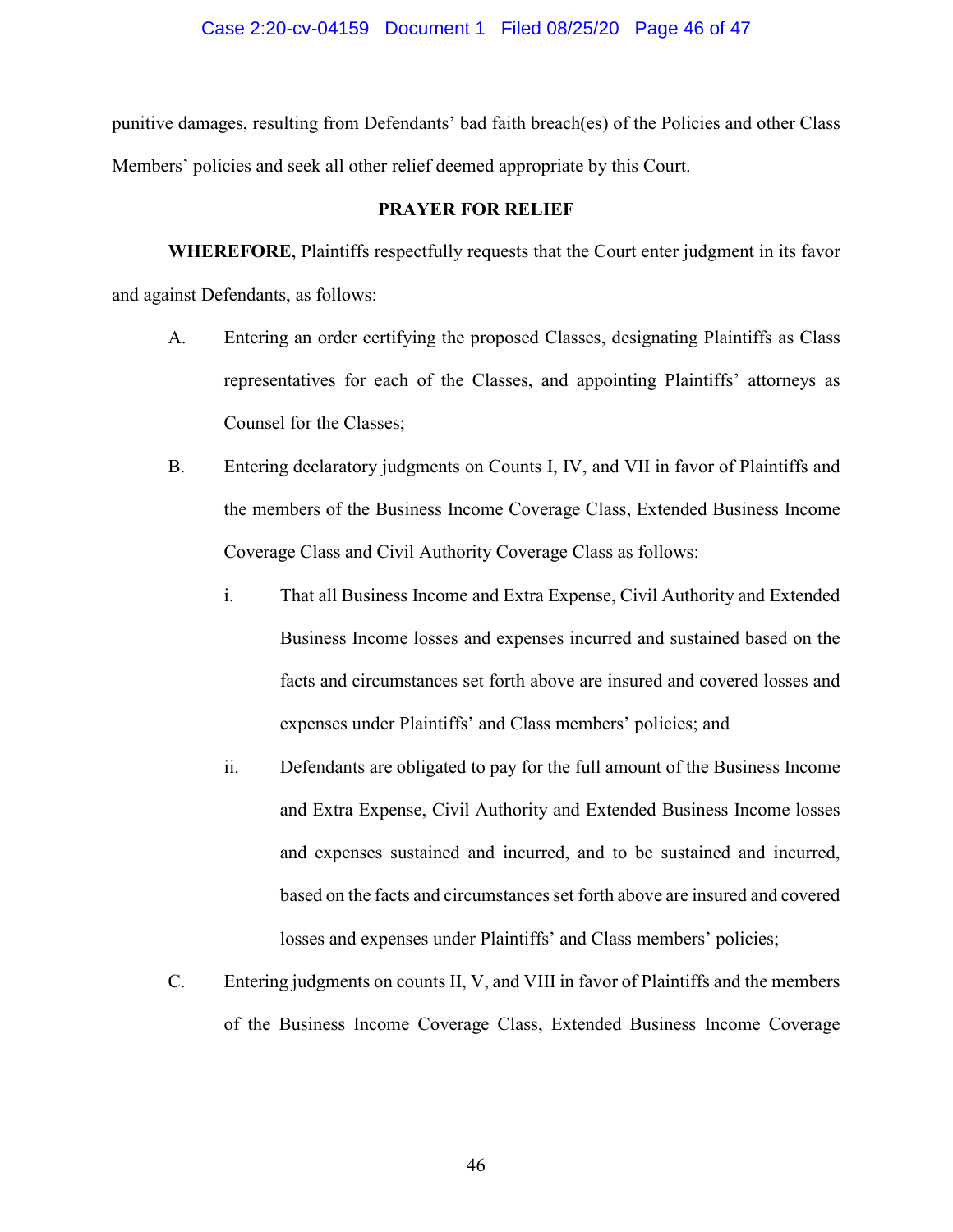punitive damages, resulting from Defendants' bad faith breach(es) of the Policies and other Class Members' policies and seek all other relief deemed appropriate by this Court.

**PRAYER FOR RELIEF**

**WHEREFORE**, Plaintiffs respectfully requests that the Court enter judgment in its favor and against Defendants, as follows:

A. Entering an order certifying the proposed Classes, designating Plaintiffs as Class representatives for each of the Classes, and appointing Plaintiffs' attorneys as Counsel for the Classes;

B. Entering declaratory judgments on Counts I, IV, and VII in favor of Plaintiffs and the members of the Business Income Coverage Class, Extended Business Income Coverage Class and Civil Authority Coverage Class as follows:

   i. That all Business Income and Extra Expense, Civil Authority and Extended Business Income losses and expenses incurred and sustained based on the facts and circumstances set forth above are insured and covered losses and expenses under Plaintiffs' and Class members' policies; and

   ii. Defendants are obligated to pay for the full amount of the Business Income and Extra Expense, Civil Authority and Extended Business Income losses and expenses sustained and incurred, and to be sustained and incurred, based on the facts and circumstances set forth above are insured and covered losses and expenses under Plaintiffs' and Class members' policies;

C. Entering judgments on counts II, V, and VIII in favor of Plaintiffs and the members of the Business Income Coverage Class, Extended Business Income Coverage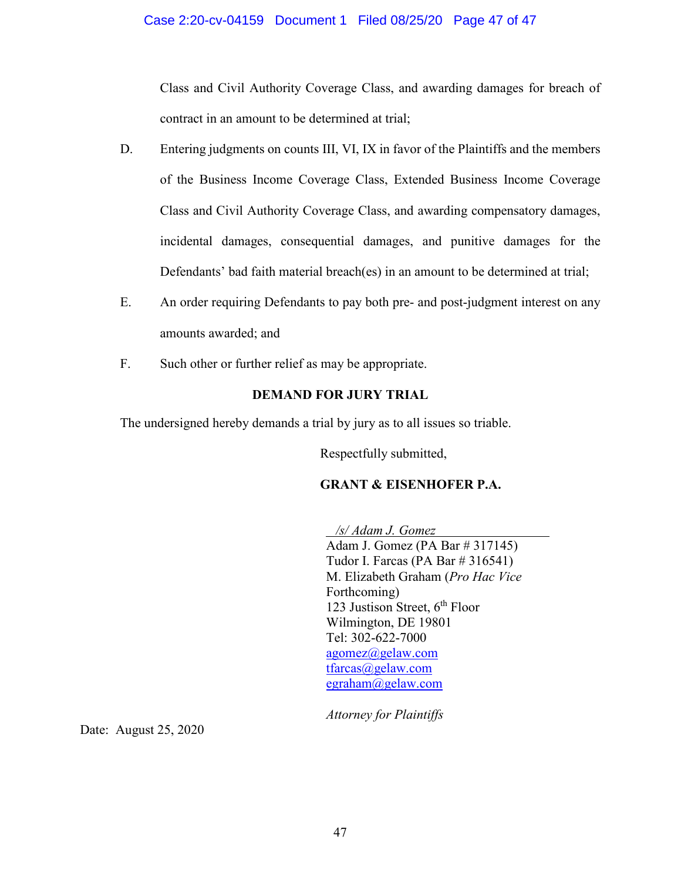Class and Civil Authority Coverage Class, and awarding damages for breach of contract in an amount to be determined at trial;

D. Entering judgments on counts III, VI, IX in favor of the Plaintiffs and the members of the Business Income Coverage Class, Extended Business Income Coverage Class and Civil Authority Coverage Class, and awarding compensatory damages, incidental damages, consequential damages, and punitive damages for the Defendants' bad faith material breach(es) in an amount to be determined at trial;

E. An order requiring Defendants to pay both pre- and post-judgment interest on any amounts awarded; and

F. Such other or further relief as may be appropriate.

**DEMAND FOR JURY TRIAL**

The undersigned hereby demands a trial by jury as to all issues so triable.

Respectfully submitted,

**GRANT & EISENHOFER P.A.**

*/s/ Adam J. Gomez*
Adam J. Gomez (PA Bar # 317145)
Tudor I. Farcas (PA Bar # 316541)
M. Elizabeth Graham (*Pro Hac Vice* Forthcoming)
123 Justison Street, 6th Floor
Wilmington, DE 19801
Tel: 302-622-7000
agomez@gelaw.com
tfarcas@gelaw.com
egraham@gelaw.com

*Attorney for Plaintiffs*

Date: August 25, 2020